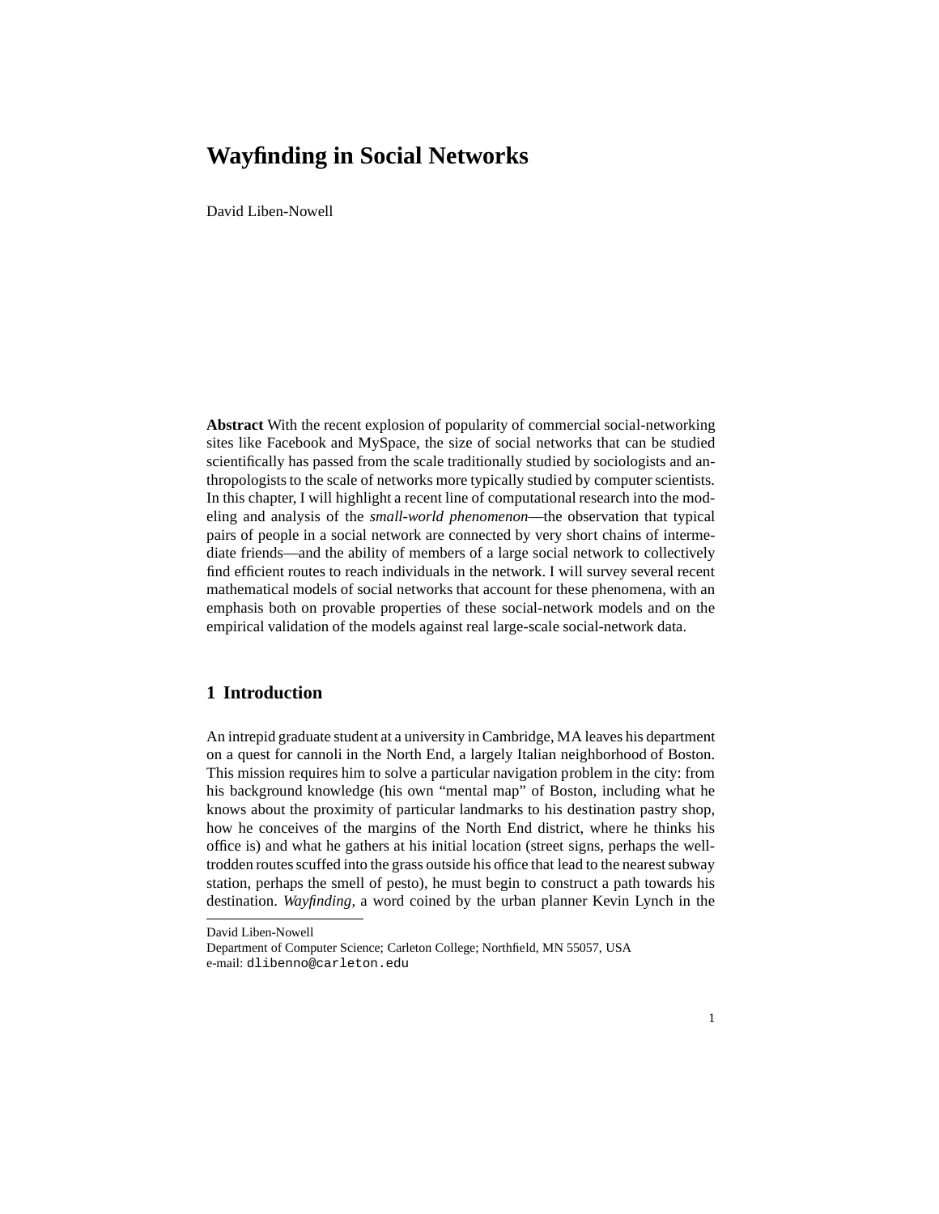# Wayfinding in Social Networks

David Liben-Nowell

**Abstract** With the recent explosion of popularity of commercial social-networking sites like Facebook and MySpace, the size of social networks that can be studied scientifically has passed from the scale traditionally studied by sociologists and anthropologists to the scale of networks more typically studied by computer scientists. In this chapter, I will highlight a recent line of computational research into the modeling and analysis of the *small-world phenomenon*—the observation that typical pairs of people in a social network are connected by very short chains of intermediate friends—and the ability of members of a large social network to collectively find efficient routes to reach individuals in the network. I will survey several recent mathematical models of social networks that account for these phenomena, with an emphasis both on provable properties of these social-network models and on the empirical validation of the models against real large-scale social-network data.

## 1 Introduction

An intrepid graduate student at a university in Cambridge, MA leaves his department on a quest for cannoli in the North End, a largely Italian neighborhood of Boston. This mission requires him to solve a particular navigation problem in the city: from his background knowledge (his own "mental map" of Boston, including what he knows about the proximity of particular landmarks to his destination pastry shop, how he conceives of the margins of the North End district, where he thinks his office is) and what he gathers at his initial location (street signs, perhaps the well-trodden routes scuffed into the grass outside his office that lead to the nearest subway station, perhaps the smell of pesto), he must begin to construct a path towards his destination. *Wayfinding*, a word coined by the urban planner Kevin Lynch in the

---

David Liben-Nowell
Department of Computer Science; Carleton College; Northfield, MN 55057, USA
e-mail: dlibenno@carleton.edu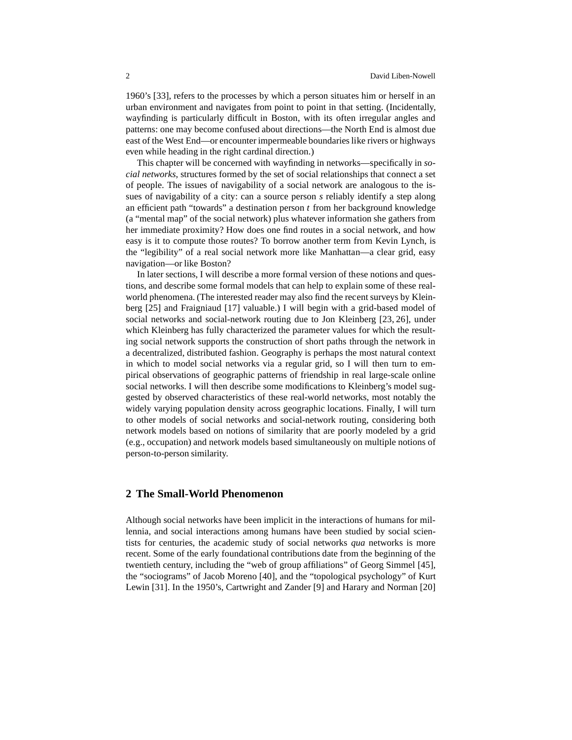1960's [33], refers to the processes by which a person situates him or herself in an urban environment and navigates from point to point in that setting. (Incidentally, wayfinding is particularly difficult in Boston, with its often irregular angles and patterns: one may become confused about directions—the North End is almost due east of the West End—or encounter impermeable boundaries like rivers or highways even while heading in the right cardinal direction.)

This chapter will be concerned with wayfinding in networks—specifically in *social networks*, structures formed by the set of social relationships that connect a set of people. The issues of navigability of a social network are analogous to the issues of navigability of a city: can a source person $s$ reliably identify a step along an efficient path "towards" a destination person $t$ from her background knowledge (a "mental map" of the social network) plus whatever information she gathers from her immediate proximity? How does one find routes in a social network, and how easy is it to compute those routes? To borrow another term from Kevin Lynch, is the "legibility" of a real social network more like Manhattan—a clear grid, easy navigation—or like Boston?

In later sections, I will describe a more formal version of these notions and questions, and describe some formal models that can help to explain some of these real-world phenomena. (The interested reader may also find the recent surveys by Kleinberg [25] and Fraigniaud [17] valuable.) I will begin with a grid-based model of social networks and social-network routing due to Jon Kleinberg [23, 26], under which Kleinberg has fully characterized the parameter values for which the resulting social network supports the construction of short paths through the network in a decentralized, distributed fashion. Geography is perhaps the most natural context in which to model social networks via a regular grid, so I will then turn to empirical observations of geographic patterns of friendship in real large-scale online social networks. I will then describe some modifications to Kleinberg's model suggested by observed characteristics of these real-world networks, most notably the widely varying population density across geographic locations. Finally, I will turn to other models of social networks and social-network routing, considering both network models based on notions of similarity that are poorly modeled by a grid (e.g., occupation) and network models based simultaneously on multiple notions of person-to-person similarity.

## 2 The Small-World Phenomenon

Although social networks have been implicit in the interactions of humans for millennia, and social interactions among humans have been studied by social scientists for centuries, the academic study of social networks *qua* networks is more recent. Some of the early foundational contributions date from the beginning of the twentieth century, including the "web of group affiliations" of Georg Simmel [45], the "sociograms" of Jacob Moreno [40], and the "topological psychology" of Kurt Lewin [31]. In the 1950's, Cartwright and Zander [9] and Harary and Norman [20]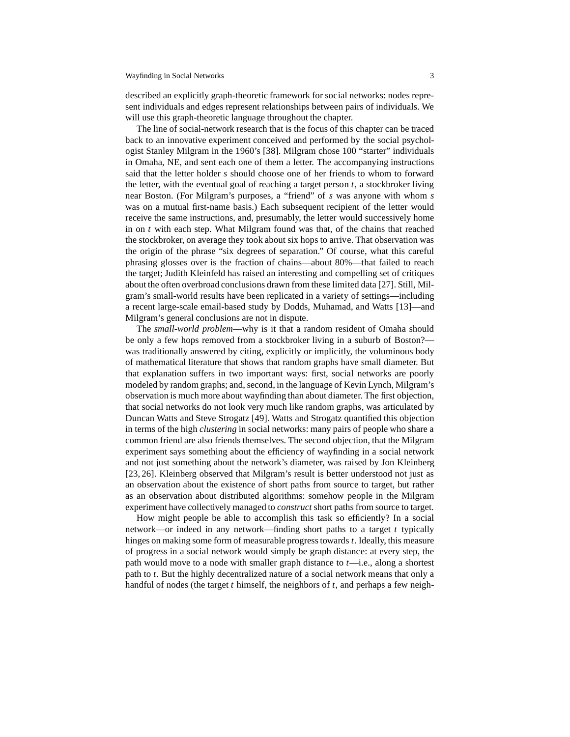described an explicitly graph-theoretic framework for social networks: nodes represent individuals and edges represent relationships between pairs of individuals. We will use this graph-theoretic language throughout the chapter.

The line of social-network research that is the focus of this chapter can be traced back to an innovative experiment conceived and performed by the social psychologist Stanley Milgram in the 1960's [38]. Milgram chose 100 "starter" individuals in Omaha, NE, and sent each one of them a letter. The accompanying instructions said that the letter holder $s$ should choose one of her friends to whom to forward the letter, with the eventual goal of reaching a target person $t$, a stockbroker living near Boston. (For Milgram's purposes, a "friend" of $s$ was anyone with whom $s$ was on a mutual first-name basis.) Each subsequent recipient of the letter would receive the same instructions, and, presumably, the letter would successively home in on $t$ with each step. What Milgram found was that, of the chains that reached the stockbroker, on average they took about six hops to arrive. That observation was the origin of the phrase "six degrees of separation." Of course, what this careful phrasing glosses over is the fraction of chains—about 80%—that failed to reach the target; Judith Kleinfeld has raised an interesting and compelling set of critiques about the often overbroad conclusions drawn from these limited data [27]. Still, Milgram's small-world results have been replicated in a variety of settings—including a recent large-scale email-based study by Dodds, Muhamad, and Watts [13]—and Milgram's general conclusions are not in dispute.

The *small-world problem*—why is it that a random resident of Omaha should be only a few hops removed from a stockbroker living in a suburb of Boston?—was traditionally answered by citing, explicitly or implicitly, the voluminous body of mathematical literature that shows that random graphs have small diameter. But that explanation suffers in two important ways: first, social networks are poorly modeled by random graphs; and, second, in the language of Kevin Lynch, Milgram's observation is much more about wayfinding than about diameter. The first objection, that social networks do not look very much like random graphs, was articulated by Duncan Watts and Steve Strogatz [49]. Watts and Strogatz quantified this objection in terms of the high *clustering* in social networks: many pairs of people who share a common friend are also friends themselves. The second objection, that the Milgram experiment says something about the efficiency of wayfinding in a social network and not just something about the network's diameter, was raised by Jon Kleinberg [23, 26]. Kleinberg observed that Milgram's result is better understood not just as an observation about the existence of short paths from source to target, but rather as an observation about distributed algorithms: somehow people in the Milgram experiment have collectively managed to *construct* short paths from source to target.

How might people be able to accomplish this task so efficiently? In a social network—or indeed in any network—finding short paths to a target $t$ typically hinges on making some form of measurable progress towards $t$. Ideally, this measure of progress in a social network would simply be graph distance: at every step, the path would move to a node with smaller graph distance to $t$—i.e., along a shortest path to $t$. But the highly decentralized nature of a social network means that only a handful of nodes (the target $t$ himself, the neighbors of $t$, and perhaps a few neigh-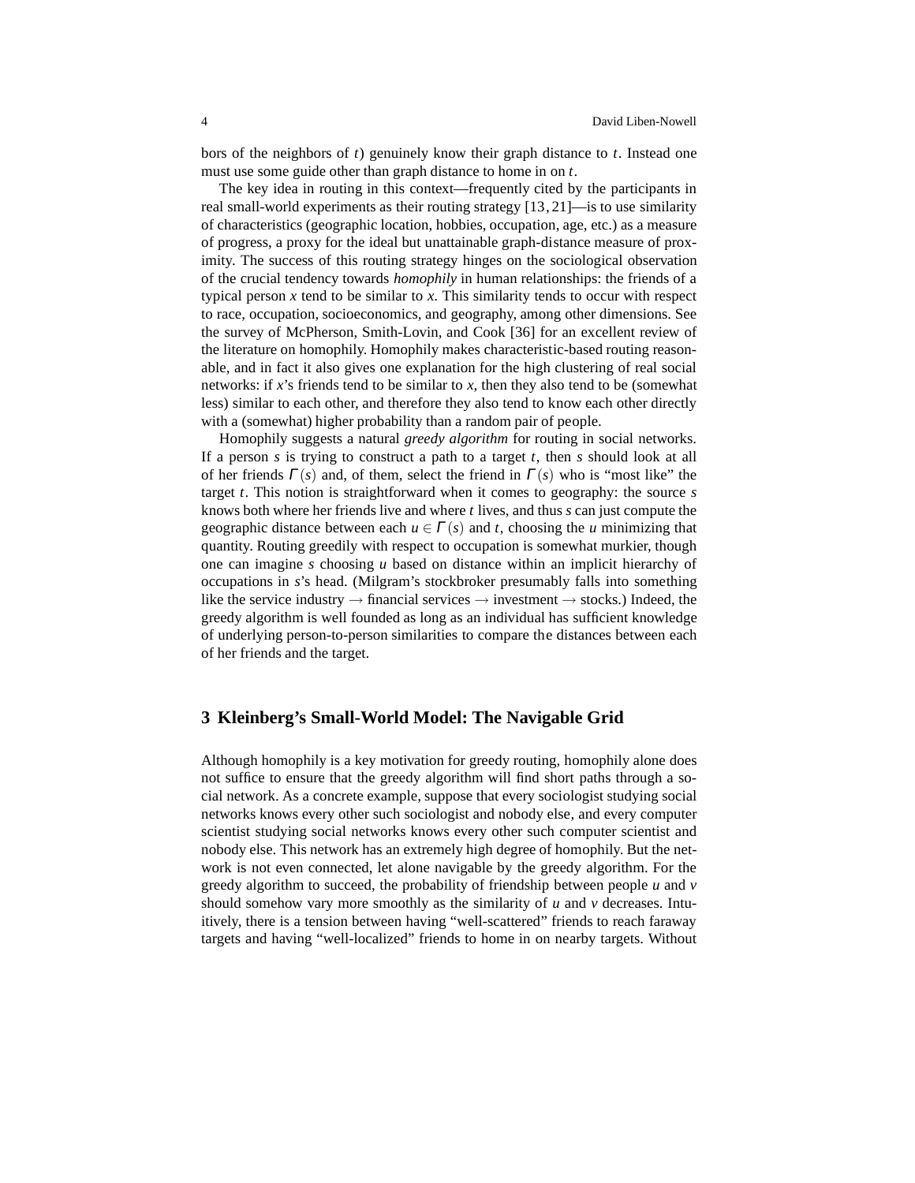bors of the neighbors of $t$) genuinely know their graph distance to $t$. Instead one must use some guide other than graph distance to home in on $t$.

The key idea in routing in this context—frequently cited by the participants in real small-world experiments as their routing strategy [13, 21]—is to use similarity of characteristics (geographic location, hobbies, occupation, age, etc.) as a measure of progress, a proxy for the ideal but unattainable graph-distance measure of proximity. The success of this routing strategy hinges on the sociological observation of the crucial tendency towards *homophily* in human relationships: the friends of a typical person $x$ tend to be similar to $x$. This similarity tends to occur with respect to race, occupation, socioeconomics, and geography, among other dimensions. See the survey of McPherson, Smith-Lovin, and Cook [36] for an excellent review of the literature on homophily. Homophily makes characteristic-based routing reasonable, and in fact it also gives one explanation for the high clustering of real social networks: if $x$'s friends tend to be similar to $x$, then they also tend to be (somewhat less) similar to each other, and therefore they also tend to know each other directly with a (somewhat) higher probability than a random pair of people.

Homophily suggests a natural *greedy algorithm* for routing in social networks. If a person $s$ is trying to construct a path to a target $t$, then $s$ should look at all of her friends $\Gamma(s)$ and, of them, select the friend in $\Gamma(s)$ who is "most like" the target $t$. This notion is straightforward when it comes to geography: the source $s$ knows both where her friends live and where $t$ lives, and thus $s$ can just compute the geographic distance between each $u \in \Gamma(s)$ and $t$, choosing the $u$ minimizing that quantity. Routing greedily with respect to occupation is somewhat murkier, though one can imagine $s$ choosing $u$ based on distance within an implicit hierarchy of occupations in $s$'s head. (Milgram's stockbroker presumably falls into something like the service industry $\rightarrow$ financial services $\rightarrow$ investment $\rightarrow$ stocks.) Indeed, the greedy algorithm is well founded as long as an individual has sufficient knowledge of underlying person-to-person similarities to compare the distances between each of her friends and the target.

## 3 Kleinberg's Small-World Model: The Navigable Grid

Although homophily is a key motivation for greedy routing, homophily alone does not suffice to ensure that the greedy algorithm will find short paths through a social network. As a concrete example, suppose that every sociologist studying social networks knows every other such sociologist and nobody else, and every computer scientist studying social networks knows every other such computer scientist and nobody else. This network has an extremely high degree of homophily. But the network is not even connected, let alone navigable by the greedy algorithm. For the greedy algorithm to succeed, the probability of friendship between people $u$ and $v$ should somehow vary more smoothly as the similarity of $u$ and $v$ decreases. Intuitively, there is a tension between having "well-scattered" friends to reach faraway targets and having "well-localized" friends to home in on nearby targets. Without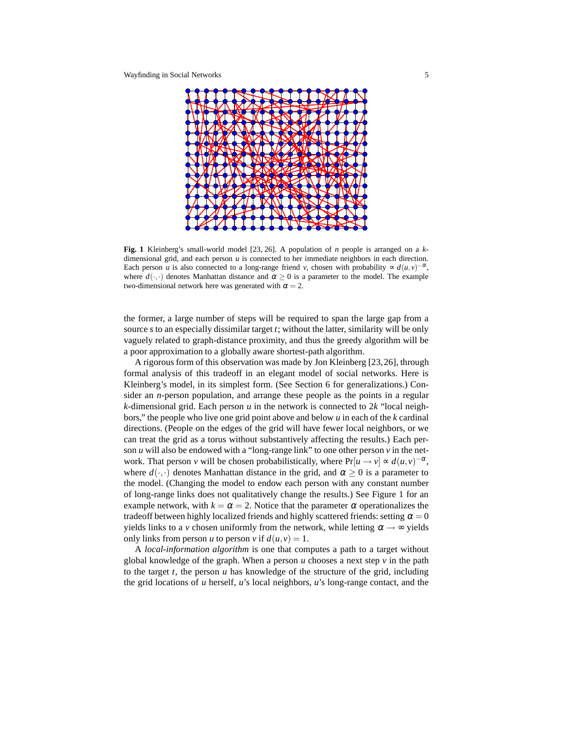**Fig. 1** Kleinberg's small-world model [23, 26]. A population of $n$ people is arranged on a $k$-dimensional grid, and each person $u$ is connected to her immediate neighbors in each direction. Each person $u$ is also connected to a long-range friend $v$, chosen with probability $\propto d(u,v)^{-\alpha}$, where $d(\cdot,\cdot)$ denotes Manhattan distance and $\alpha \geq 0$ is a parameter to the model. The example two-dimensional network here was generated with $\alpha = 2$.

the former, a large number of steps will be required to span the large gap from a source $s$ to an especially dissimilar target $t$; without the latter, similarity will be only vaguely related to graph-distance proximity, and thus the greedy algorithm will be a poor approximation to a globally aware shortest-path algorithm.

A rigorous form of this observation was made by Jon Kleinberg [23,26], through formal analysis of this tradeoff in an elegant model of social networks. Here is Kleinberg's model, in its simplest form. (See Section 6 for generalizations.) Consider an $n$-person population, and arrange these people as the points in a regular $k$-dimensional grid. Each person $u$ in the network is connected to $2k$ "local neighbors," the people who live one grid point above and below $u$ in each of the $k$ cardinal directions. (People on the edges of the grid will have fewer local neighbors, or we can treat the grid as a torus without substantively affecting the results.) Each person $u$ will also be endowed with a "long-range link" to one other person $v$ in the network. That person $v$ will be chosen probabilistically, where $\Pr[u \to v] \propto d(u,v)^{-\alpha}$, where $d(\cdot,\cdot)$ denotes Manhattan distance in the grid, and $\alpha \geq 0$ is a parameter to the model. (Changing the model to endow each person with any constant number of long-range links does not qualitatively change the results.) See Figure 1 for an example network, with $k = \alpha = 2$. Notice that the parameter $\alpha$ operationalizes the tradeoff between highly localized friends and highly scattered friends: setting $\alpha = 0$ yields links to a $v$ chosen uniformly from the network, while letting $\alpha \to \infty$ yields only links from person $u$ to person $v$ if $d(u,v) = 1$.

A *local-information algorithm* is one that computes a path to a target without global knowledge of the graph. When a person $u$ chooses a next step $v$ in the path to the target $t$, the person $u$ has knowledge of the structure of the grid, including the grid locations of $u$ herself, $u$'s local neighbors, $u$'s long-range contact, and the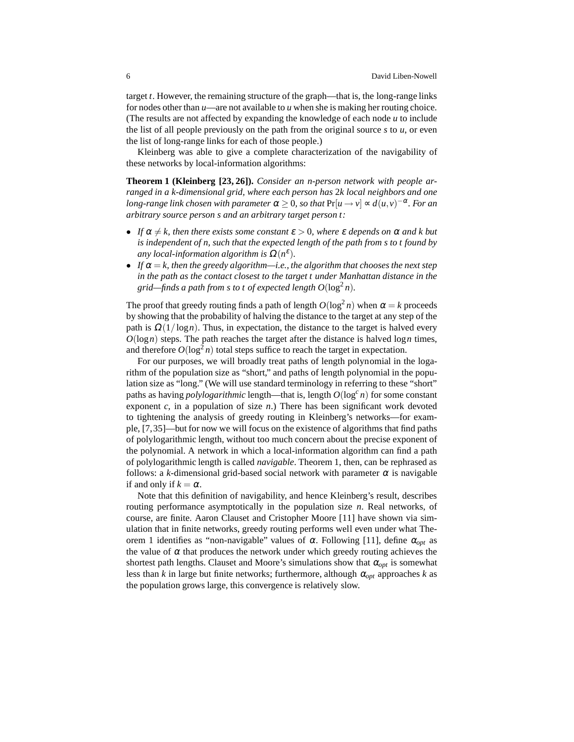target $t$. However, the remaining structure of the graph—that is, the long-range links for nodes other than $u$—are not available to $u$ when she is making her routing choice. (The results are not affected by expanding the knowledge of each node $u$ to include the list of all people previously on the path from the original source $s$ to $u$, or even the list of long-range links for each of those people.)

Kleinberg was able to give a complete characterization of the navigability of these networks by local-information algorithms:

**Theorem 1 (Kleinberg [23, 26]).** *Consider an n-person network with people arranged in a k-dimensional grid, where each person has* $2k$ *local neighbors and one long-range link chosen with parameter* $\alpha \geq 0$*, so that* $\Pr[u \to v] \propto d(u,v)^{-\alpha}$*. For an arbitrary source person s and an arbitrary target person t:*

- *If* $\alpha \neq k$*, then there exists some constant* $\varepsilon > 0$*, where* $\varepsilon$ *depends on* $\alpha$ *and k but is independent of n, such that the expected length of the path from s to t found by any local-information algorithm is* $\Omega(n^{\varepsilon})$*.*
- *If* $\alpha = k$*, then the greedy algorithm—i.e., the algorithm that chooses the next step in the path as the contact closest to the target t under Manhattan distance in the grid—finds a path from s to t of expected length* $O(\log^2 n)$*.*

The proof that greedy routing finds a path of length $O(\log^2 n)$ when $\alpha = k$ proceeds by showing that the probability of halving the distance to the target at any step of the path is $\Omega(1/\log n)$. Thus, in expectation, the distance to the target is halved every $O(\log n)$ steps. The path reaches the target after the distance is halved $\log n$ times, and therefore $O(\log^2 n)$ total steps suffice to reach the target in expectation.

For our purposes, we will broadly treat paths of length polynomial in the logarithm of the population size as "short," and paths of length polynomial in the population size as "long." (We will use standard terminology in referring to these "short" paths as having *polylogarithmic* length—that is, length $O(\log^c n)$ for some constant exponent $c$, in a population of size $n$.) There has been significant work devoted to tightening the analysis of greedy routing in Kleinberg's networks—for example, [7, 35]—but for now we will focus on the existence of algorithms that find paths of polylogarithmic length, without too much concern about the precise exponent of the polynomial. A network in which a local-information algorithm can find a path of polylogarithmic length is called *navigable*. Theorem 1, then, can be rephrased as follows: a $k$-dimensional grid-based social network with parameter $\alpha$ is navigable if and only if $k = \alpha$.

Note that this definition of navigability, and hence Kleinberg's result, describes routing performance asymptotically in the population size $n$. Real networks, of course, are finite. Aaron Clauset and Cristopher Moore [11] have shown via simulation that in finite networks, greedy routing performs well even under what Theorem 1 identifies as "non-navigable" values of $\alpha$. Following [11], define $\alpha_{opt}$ as the value of $\alpha$ that produces the network under which greedy routing achieves the shortest path lengths. Clauset and Moore's simulations show that $\alpha_{opt}$ is somewhat less than $k$ in large but finite networks; furthermore, although $\alpha_{opt}$ approaches $k$ as the population grows large, this convergence is relatively slow.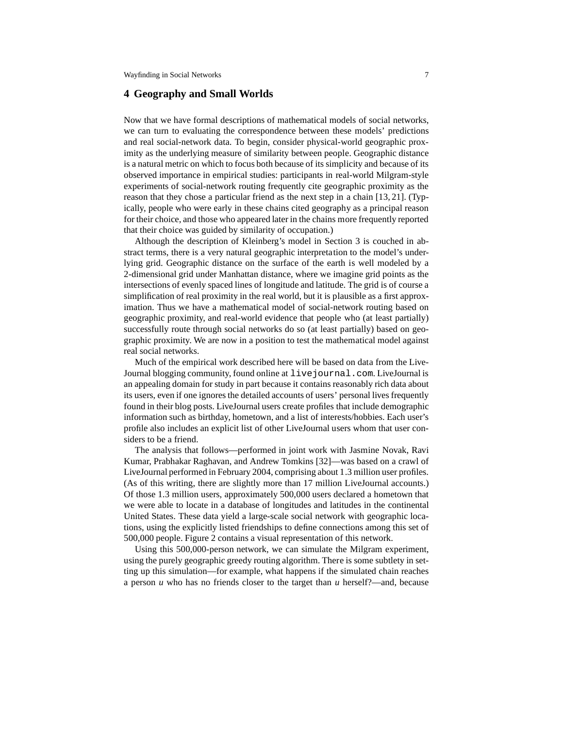## 4 Geography and Small Worlds

Now that we have formal descriptions of mathematical models of social networks, we can turn to evaluating the correspondence between these models' predictions and real social-network data. To begin, consider physical-world geographic proximity as the underlying measure of similarity between people. Geographic distance is a natural metric on which to focus both because of its simplicity and because of its observed importance in empirical studies: participants in real-world Milgram-style experiments of social-network routing frequently cite geographic proximity as the reason that they chose a particular friend as the next step in a chain [13, 21]. (Typically, people who were early in these chains cited geography as a principal reason for their choice, and those who appeared later in the chains more frequently reported that their choice was guided by similarity of occupation.)

Although the description of Kleinberg's model in Section 3 is couched in abstract terms, there is a very natural geographic interpretation to the model's underlying grid. Geographic distance on the surface of the earth is well modeled by a 2-dimensional grid under Manhattan distance, where we imagine grid points as the intersections of evenly spaced lines of longitude and latitude. The grid is of course a simplification of real proximity in the real world, but it is plausible as a first approximation. Thus we have a mathematical model of social-network routing based on geographic proximity, and real-world evidence that people who (at least partially) successfully route through social networks do so (at least partially) based on geographic proximity. We are now in a position to test the mathematical model against real social networks.

Much of the empirical work described here will be based on data from the LiveJournal blogging community, found online at `livejournal.com`. LiveJournal is an appealing domain for study in part because it contains reasonably rich data about its users, even if one ignores the detailed accounts of users' personal lives frequently found in their blog posts. LiveJournal users create profiles that include demographic information such as birthday, hometown, and a list of interests/hobbies. Each user's profile also includes an explicit list of other LiveJournal users whom that user considers to be a friend.

The analysis that follows—performed in joint work with Jasmine Novak, Ravi Kumar, Prabhakar Raghavan, and Andrew Tomkins [32]—was based on a crawl of LiveJournal performed in February 2004, comprising about 1.3 million user profiles. (As of this writing, there are slightly more than 17 million LiveJournal accounts.) Of those 1.3 million users, approximately 500,000 users declared a hometown that we were able to locate in a database of longitudes and latitudes in the continental United States. These data yield a large-scale social network with geographic locations, using the explicitly listed friendships to define connections among this set of 500,000 people. Figure 2 contains a visual representation of this network.

Using this 500,000-person network, we can simulate the Milgram experiment, using the purely geographic greedy routing algorithm. There is some subtlety in setting up this simulation—for example, what happens if the simulated chain reaches a person $u$ who has no friends closer to the target than $u$ herself?—and, because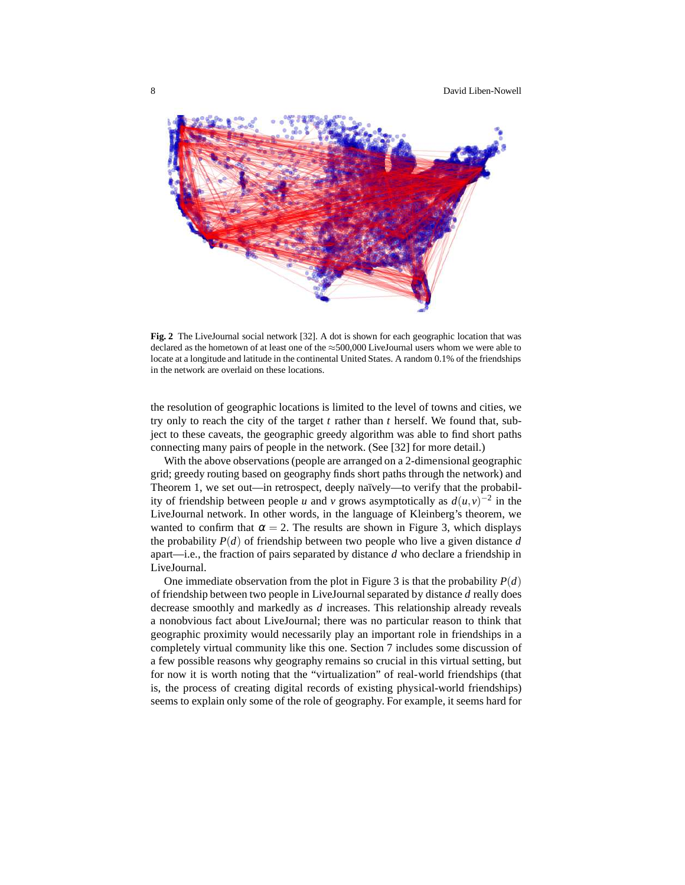**Fig. 2** The LiveJournal social network [32]. A dot is shown for each geographic location that was declared as the hometown of at least one of the ≈500,000 LiveJournal users whom we were able to locate at a longitude and latitude in the continental United States. A random 0.1% of the friendships in the network are overlaid on these locations.

the resolution of geographic locations is limited to the level of towns and cities, we try only to reach the city of the target $t$ rather than $t$ herself. We found that, subject to these caveats, the geographic greedy algorithm was able to find short paths connecting many pairs of people in the network. (See [32] for more detail.)

With the above observations (people are arranged on a 2-dimensional geographic grid; greedy routing based on geography finds short paths through the network) and Theorem 1, we set out—in retrospect, deeply naïvely—to verify that the probability of friendship between people $u$ and $v$ grows asymptotically as $d(u,v)^{-2}$ in the LiveJournal network. In other words, in the language of Kleinberg's theorem, we wanted to confirm that $\alpha = 2$. The results are shown in Figure 3, which displays the probability $P(d)$ of friendship between two people who live a given distance $d$ apart—i.e., the fraction of pairs separated by distance $d$ who declare a friendship in LiveJournal.

One immediate observation from the plot in Figure 3 is that the probability $P(d)$ of friendship between two people in LiveJournal separated by distance $d$ really does decrease smoothly and markedly as $d$ increases. This relationship already reveals a nonobvious fact about LiveJournal; there was no particular reason to think that geographic proximity would necessarily play an important role in friendships in a completely virtual community like this one. Section 7 includes some discussion of a few possible reasons why geography remains so crucial in this virtual setting, but for now it is worth noting that the "virtualization" of real-world friendships (that is, the process of creating digital records of existing physical-world friendships) seems to explain only some of the role of geography. For example, it seems hard for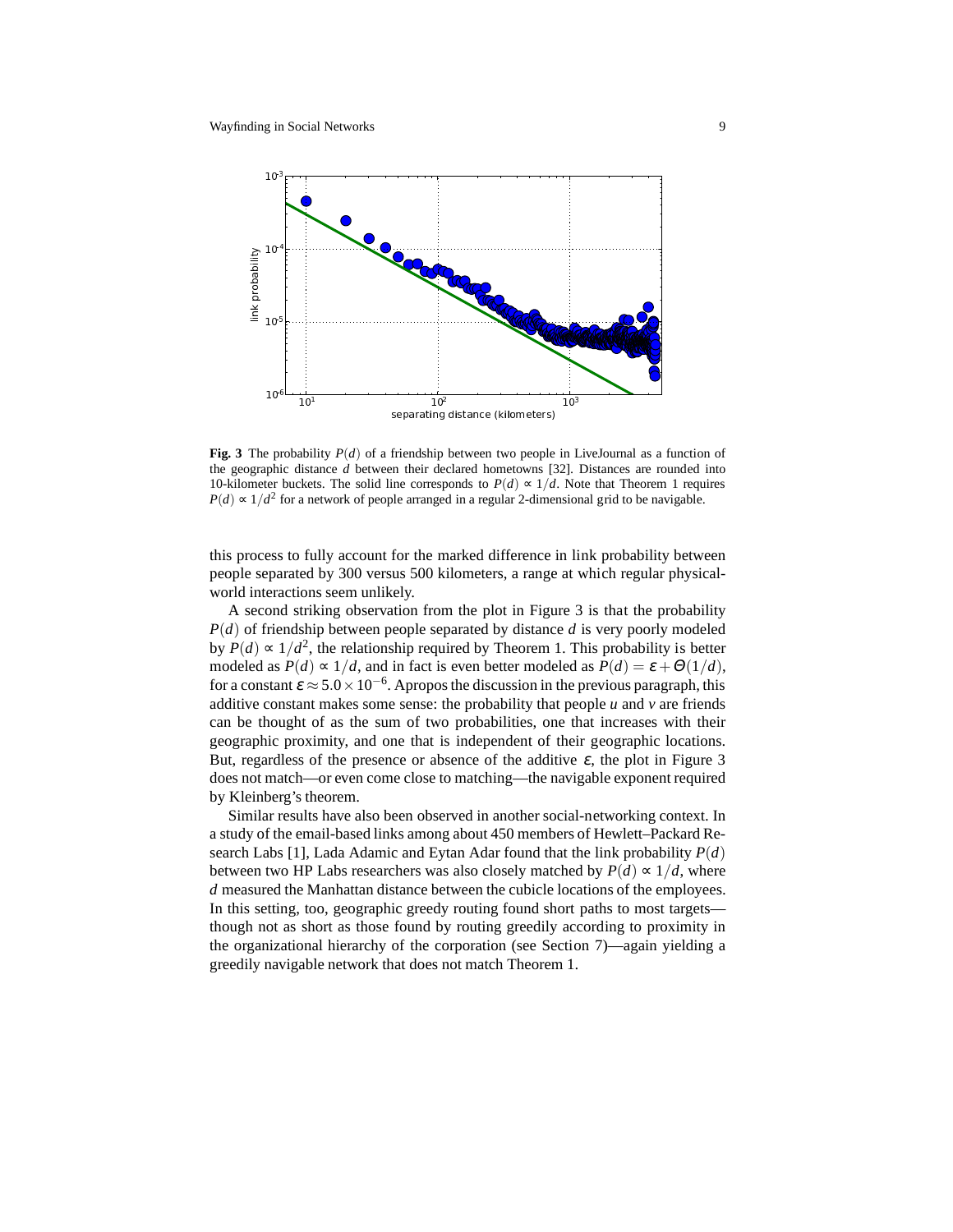**Fig. 3** The probability $P(d)$ of a friendship between two people in LiveJournal as a function of the geographic distance $d$ between their declared hometowns [32]. Distances are rounded into 10-kilometer buckets. The solid line corresponds to $P(d) \propto 1/d$. Note that Theorem 1 requires $P(d) \propto 1/d^2$ for a network of people arranged in a regular 2-dimensional grid to be navigable.

this process to fully account for the marked difference in link probability between people separated by 300 versus 500 kilometers, a range at which regular physical-world interactions seem unlikely.

A second striking observation from the plot in Figure 3 is that the probability $P(d)$ of friendship between people separated by distance $d$ is very poorly modeled by $P(d) \propto 1/d^2$, the relationship required by Theorem 1. This probability is better modeled as $P(d) \propto 1/d$, and in fact is even better modeled as $P(d) = \varepsilon + \Theta(1/d)$, for a constant $\varepsilon \approx 5.0 \times 10^{-6}$. Apropos the discussion in the previous paragraph, this additive constant makes some sense: the probability that people $u$ and $v$ are friends can be thought of as the sum of two probabilities, one that increases with their geographic proximity, and one that is independent of their geographic locations. But, regardless of the presence or absence of the additive $\varepsilon$, the plot in Figure 3 does not match—or even come close to matching—the navigable exponent required by Kleinberg's theorem.

Similar results have also been observed in another social-networking context. In a study of the email-based links among about 450 members of Hewlett–Packard Research Labs [1], Lada Adamic and Eytan Adar found that the link probability $P(d)$ between two HP Labs researchers was also closely matched by $P(d) \propto 1/d$, where $d$ measured the Manhattan distance between the cubicle locations of the employees. In this setting, too, geographic greedy routing found short paths to most targets—though not as short as those found by routing greedily according to proximity in the organizational hierarchy of the corporation (see Section 7)—again yielding a greedily navigable network that does not match Theorem 1.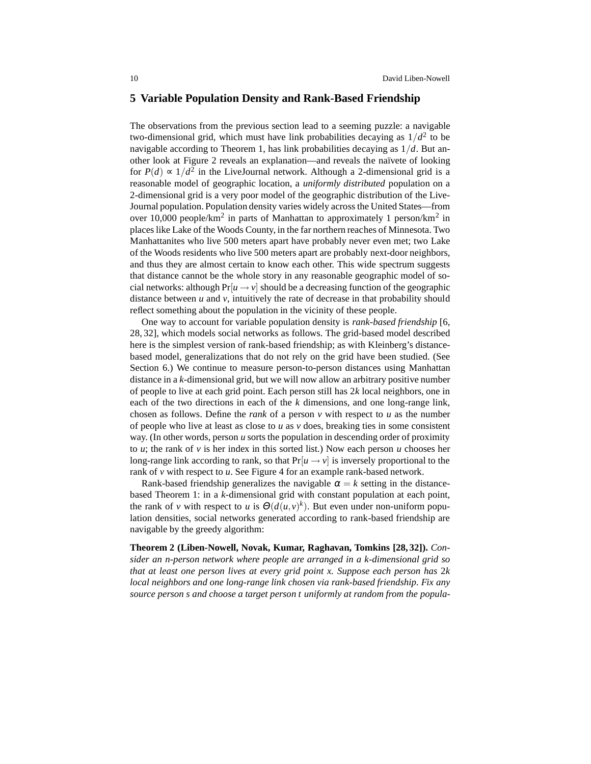## 5 Variable Population Density and Rank-Based Friendship

The observations from the previous section lead to a seeming puzzle: a navigable two-dimensional grid, which must have link probabilities decaying as $1/d^2$ to be navigable according to Theorem 1, has link probabilities decaying as $1/d$. But another look at Figure 2 reveals an explanation—and reveals the naïvete of looking for $P(d) \propto 1/d^2$ in the LiveJournal network. Although a 2-dimensional grid is a reasonable model of geographic location, a *uniformly distributed* population on a 2-dimensional grid is a very poor model of the geographic distribution of the LiveJournal population. Population density varies widely across the United States—from over 10,000 people/km$^2$ in parts of Manhattan to approximately 1 person/km$^2$ in places like Lake of the Woods County, in the far northern reaches of Minnesota. Two Manhattanites who live 500 meters apart have probably never even met; two Lake of the Woods residents who live 500 meters apart are probably next-door neighbors, and thus they are almost certain to know each other. This wide spectrum suggests that distance cannot be the whole story in any reasonable geographic model of social networks: although $\Pr[u \to v]$ should be a decreasing function of the geographic distance between $u$ and $v$, intuitively the rate of decrease in that probability should reflect something about the population in the vicinity of these people.

One way to account for variable population density is *rank-based friendship* [6, 28, 32], which models social networks as follows. The grid-based model described here is the simplest version of rank-based friendship; as with Kleinberg's distance-based model, generalizations that do not rely on the grid have been studied. (See Section 6.) We continue to measure person-to-person distances using Manhattan distance in a $k$-dimensional grid, but we will now allow an arbitrary positive number of people to live at each grid point. Each person still has $2k$ local neighbors, one in each of the two directions in each of the $k$ dimensions, and one long-range link, chosen as follows. Define the *rank* of a person $v$ with respect to $u$ as the number of people who live at least as close to $u$ as $v$ does, breaking ties in some consistent way. (In other words, person $u$ sorts the population in descending order of proximity to $u$; the rank of $v$ is her index in this sorted list.) Now each person $u$ chooses her long-range link according to rank, so that $\Pr[u \to v]$ is inversely proportional to the rank of $v$ with respect to $u$. See Figure 4 for an example rank-based network.

Rank-based friendship generalizes the navigable $\alpha = k$ setting in the distance-based Theorem 1: in a $k$-dimensional grid with constant population at each point, the rank of $v$ with respect to $u$ is $\Theta(d(u,v)^k)$. But even under non-uniform population densities, social networks generated according to rank-based friendship are navigable by the greedy algorithm:

**Theorem 2 (Liben-Nowell, Novak, Kumar, Raghavan, Tomkins [28, 32]).** *Consider an $n$-person network where people are arranged in a $k$-dimensional grid so that at least one person lives at every grid point $x$. Suppose each person has $2k$ local neighbors and one long-range link chosen via rank-based friendship. Fix any source person $s$ and choose a target person $t$ uniformly at random from the popula-*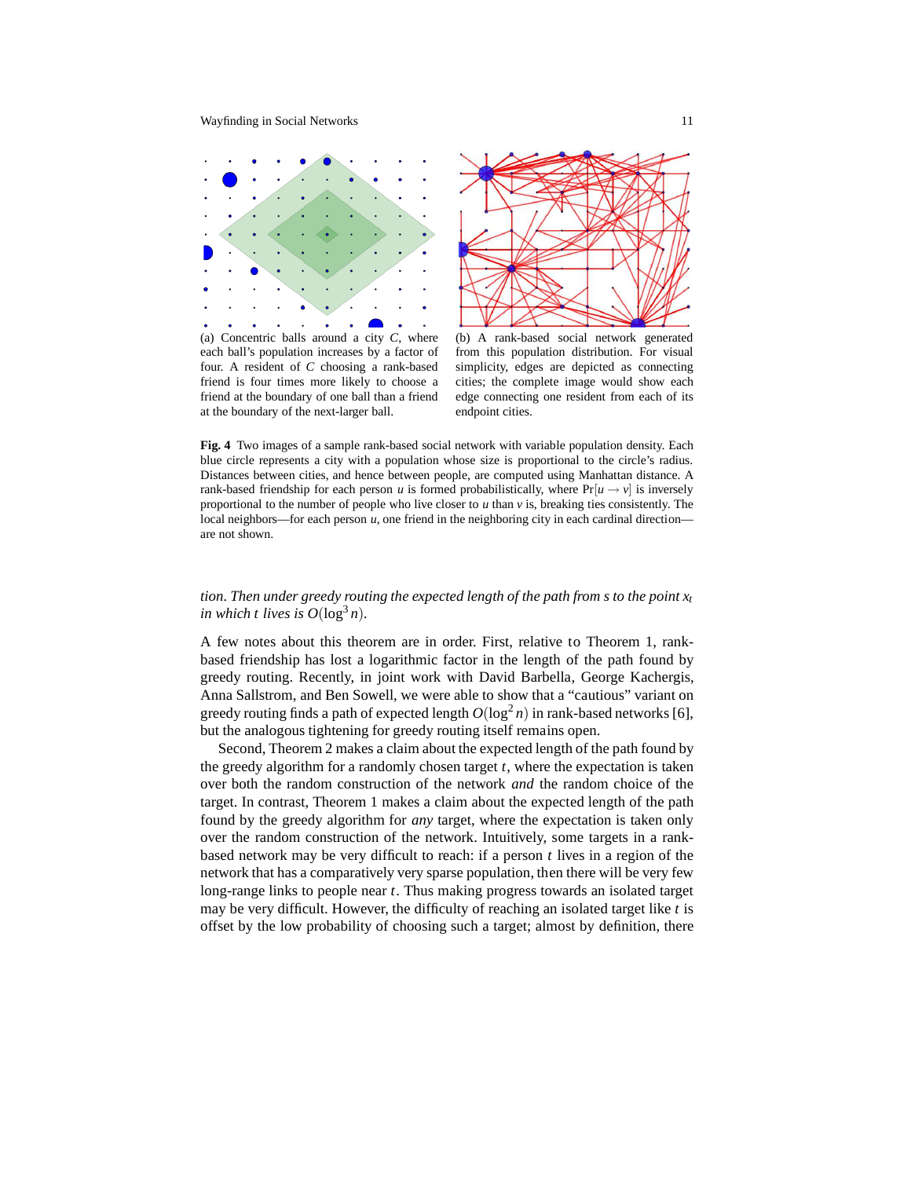(a) Concentric balls around a city $C$, where each ball's population increases by a factor of four. A resident of $C$ choosing a rank-based friend is four times more likely to choose a friend at the boundary of one ball than a friend at the boundary of the next-larger ball.

(b) A rank-based social network generated from this population distribution. For visual simplicity, edges are depicted as connecting cities; the complete image would show each edge connecting one resident from each of its endpoint cities.

**Fig. 4** Two images of a sample rank-based social network with variable population density. Each blue circle represents a city with a population whose size is proportional to the circle's radius. Distances between cities, and hence between people, are computed using Manhattan distance. A rank-based friendship for each person $u$ is formed probabilistically, where $\Pr[u \to v]$ is inversely proportional to the number of people who live closer to $u$ than $v$ is, breaking ties consistently. The local neighbors—for each person $u$, one friend in the neighboring city in each cardinal direction—are not shown.

*tion. Then under greedy routing the expected length of the path from s to the point $x_t$ in which t lives is $O(\log^3 n)$.*

A few notes about this theorem are in order. First, relative to Theorem 1, rank-based friendship has lost a logarithmic factor in the length of the path found by greedy routing. Recently, in joint work with David Barbella, George Kachergis, Anna Sallstrom, and Ben Sowell, we were able to show that a "cautious" variant on greedy routing finds a path of expected length $O(\log^2 n)$ in rank-based networks [6], but the analogous tightening for greedy routing itself remains open.

Second, Theorem 2 makes a claim about the expected length of the path found by the greedy algorithm for a randomly chosen target $t$, where the expectation is taken over both the random construction of the network *and* the random choice of the target. In contrast, Theorem 1 makes a claim about the expected length of the path found by the greedy algorithm for *any* target, where the expectation is taken only over the random construction of the network. Intuitively, some targets in a rank-based network may be very difficult to reach: if a person $t$ lives in a region of the network that has a comparatively very sparse population, then there will be very few long-range links to people near $t$. Thus making progress towards an isolated target may be very difficult. However, the difficulty of reaching an isolated target like $t$ is offset by the low probability of choosing such a target; almost by definition, there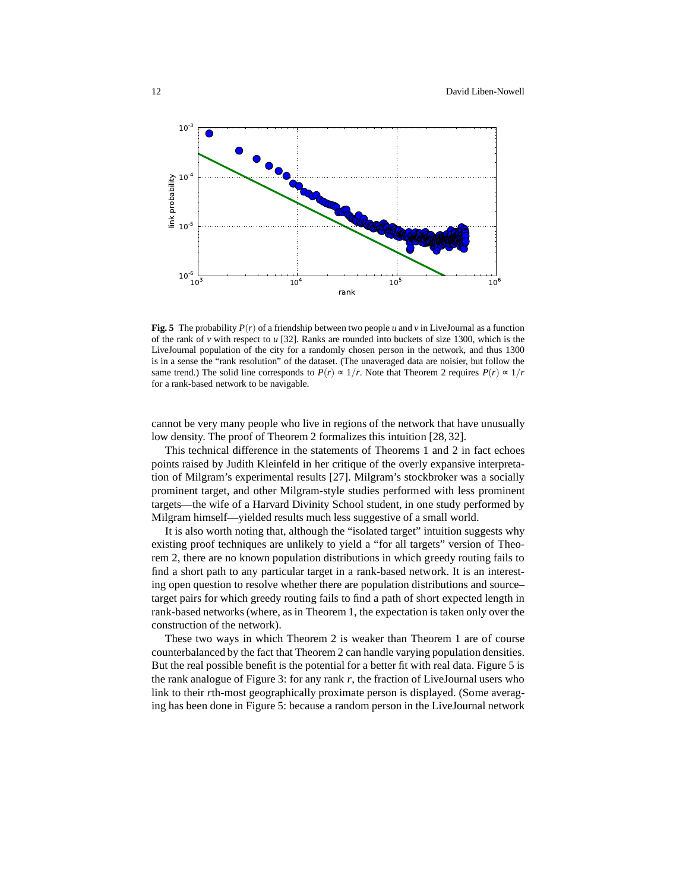**Fig. 5** The probability $P(r)$ of a friendship between two people $u$ and $v$ in LiveJournal as a function of the rank of $v$ with respect to $u$ [32]. Ranks are rounded into buckets of size 1300, which is the LiveJournal population of the city for a randomly chosen person in the network, and thus 1300 is in a sense the "rank resolution" of the dataset. (The unaveraged data are noisier, but follow the same trend.) The solid line corresponds to $P(r) \propto 1/r$. Note that Theorem 2 requires $P(r) \propto 1/r$ for a rank-based network to be navigable.

cannot be very many people who live in regions of the network that have unusually low density. The proof of Theorem 2 formalizes this intuition [28, 32].

This technical difference in the statements of Theorems 1 and 2 in fact echoes points raised by Judith Kleinfeld in her critique of the overly expansive interpretation of Milgram's experimental results [27]. Milgram's stockbroker was a socially prominent target, and other Milgram-style studies performed with less prominent targets—the wife of a Harvard Divinity School student, in one study performed by Milgram himself—yielded results much less suggestive of a small world.

It is also worth noting that, although the "isolated target" intuition suggests why existing proof techniques are unlikely to yield a "for all targets" version of Theorem 2, there are no known population distributions in which greedy routing fails to find a short path to any particular target in a rank-based network. It is an interesting open question to resolve whether there are population distributions and source–target pairs for which greedy routing fails to find a path of short expected length in rank-based networks (where, as in Theorem 1, the expectation is taken only over the construction of the network).

These two ways in which Theorem 2 is weaker than Theorem 1 are of course counterbalanced by the fact that Theorem 2 can handle varying population densities. But the real possible benefit is the potential for a better fit with real data. Figure 5 is the rank analogue of Figure 3: for any rank $r$, the fraction of LiveJournal users who link to their $r$th-most geographically proximate person is displayed. (Some averaging has been done in Figure 5: because a random person in the LiveJournal network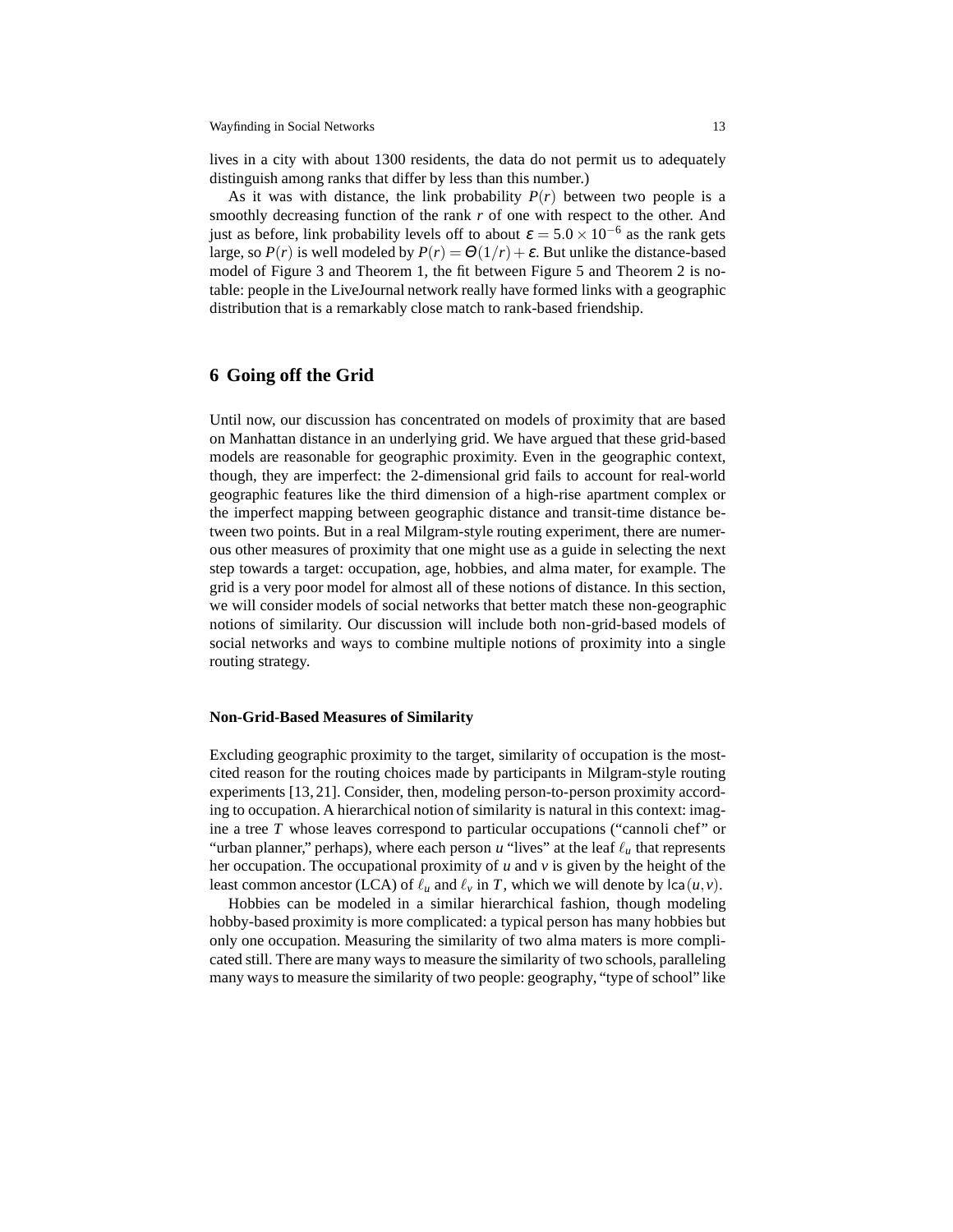lives in a city with about 1300 residents, the data do not permit us to adequately distinguish among ranks that differ by less than this number.)

As it was with distance, the link probability $P(r)$ between two people is a smoothly decreasing function of the rank $r$ of one with respect to the other. And just as before, link probability levels off to about $\varepsilon = 5.0 \times 10^{-6}$ as the rank gets large, so $P(r)$ is well modeled by $P(r) = \Theta(1/r) + \varepsilon$. But unlike the distance-based model of Figure 3 and Theorem 1, the fit between Figure 5 and Theorem 2 is notable: people in the LiveJournal network really have formed links with a geographic distribution that is a remarkably close match to rank-based friendship.

## 6 Going off the Grid

Until now, our discussion has concentrated on models of proximity that are based on Manhattan distance in an underlying grid. We have argued that these grid-based models are reasonable for geographic proximity. Even in the geographic context, though, they are imperfect: the 2-dimensional grid fails to account for real-world geographic features like the third dimension of a high-rise apartment complex or the imperfect mapping between geographic distance and transit-time distance between two points. But in a real Milgram-style routing experiment, there are numerous other measures of proximity that one might use as a guide in selecting the next step towards a target: occupation, age, hobbies, and alma mater, for example. The grid is a very poor model for almost all of these notions of distance. In this section, we will consider models of social networks that better match these non-geographic notions of similarity. Our discussion will include both non-grid-based models of social networks and ways to combine multiple notions of proximity into a single routing strategy.

### Non-Grid-Based Measures of Similarity

Excluding geographic proximity to the target, similarity of occupation is the most-cited reason for the routing choices made by participants in Milgram-style routing experiments [13, 21]. Consider, then, modeling person-to-person proximity according to occupation. A hierarchical notion of similarity is natural in this context: imagine a tree $T$ whose leaves correspond to particular occupations ("cannoli chef" or "urban planner," perhaps), where each person $u$ "lives" at the leaf $\ell_u$ that represents her occupation. The occupational proximity of $u$ and $v$ is given by the height of the least common ancestor (LCA) of $\ell_u$ and $\ell_v$ in $T$, which we will denote by $\mathsf{lca}(u,v)$.

Hobbies can be modeled in a similar hierarchical fashion, though modeling hobby-based proximity is more complicated: a typical person has many hobbies but only one occupation. Measuring the similarity of two alma maters is more complicated still. There are many ways to measure the similarity of two schools, paralleling many ways to measure the similarity of two people: geography, "type of school" like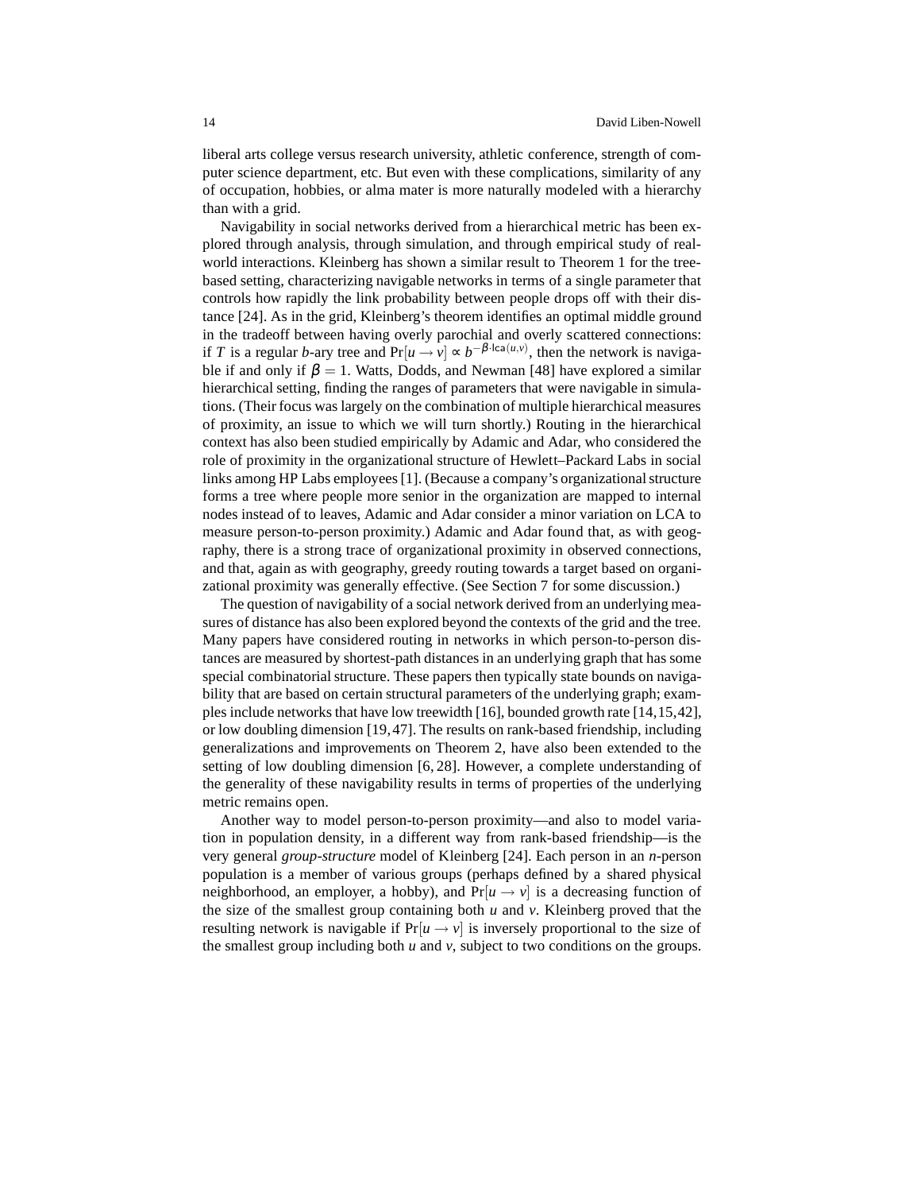liberal arts college versus research university, athletic conference, strength of computer science department, etc. But even with these complications, similarity of any of occupation, hobbies, or alma mater is more naturally modeled with a hierarchy than with a grid.

Navigability in social networks derived from a hierarchical metric has been explored through analysis, through simulation, and through empirical study of real-world interactions. Kleinberg has shown a similar result to Theorem 1 for the tree-based setting, characterizing navigable networks in terms of a single parameter that controls how rapidly the link probability between people drops off with their distance [24]. As in the grid, Kleinberg's theorem identifies an optimal middle ground in the tradeoff between having overly parochial and overly scattered connections: if $T$ is a regular $b$-ary tree and $\Pr[u \to v] \propto b^{-\beta \cdot \mathsf{lca}(u,v)}$, then the network is navigable if and only if $\beta = 1$. Watts, Dodds, and Newman [48] have explored a similar hierarchical setting, finding the ranges of parameters that were navigable in simulations. (Their focus was largely on the combination of multiple hierarchical measures of proximity, an issue to which we will turn shortly.) Routing in the hierarchical context has also been studied empirically by Adamic and Adar, who considered the role of proximity in the organizational structure of Hewlett–Packard Labs in social links among HP Labs employees [1]. (Because a company's organizational structure forms a tree where people more senior in the organization are mapped to internal nodes instead of to leaves, Adamic and Adar consider a minor variation on LCA to measure person-to-person proximity.) Adamic and Adar found that, as with geography, there is a strong trace of organizational proximity in observed connections, and that, again as with geography, greedy routing towards a target based on organizational proximity was generally effective. (See Section 7 for some discussion.)

The question of navigability of a social network derived from an underlying measures of distance has also been explored beyond the contexts of the grid and the tree. Many papers have considered routing in networks in which person-to-person distances are measured by shortest-path distances in an underlying graph that has some special combinatorial structure. These papers then typically state bounds on navigability that are based on certain structural parameters of the underlying graph; examples include networks that have low treewidth [16], bounded growth rate [14,15,42], or low doubling dimension [19,47]. The results on rank-based friendship, including generalizations and improvements on Theorem 2, have also been extended to the setting of low doubling dimension [6, 28]. However, a complete understanding of the generality of these navigability results in terms of properties of the underlying metric remains open.

Another way to model person-to-person proximity—and also to model variation in population density, in a different way from rank-based friendship—is the very general *group-structure* model of Kleinberg [24]. Each person in an $n$-person population is a member of various groups (perhaps defined by a shared physical neighborhood, an employer, a hobby), and $\Pr[u \to v]$ is a decreasing function of the size of the smallest group containing both $u$ and $v$. Kleinberg proved that the resulting network is navigable if $\Pr[u \to v]$ is inversely proportional to the size of the smallest group including both $u$ and $v$, subject to two conditions on the groups.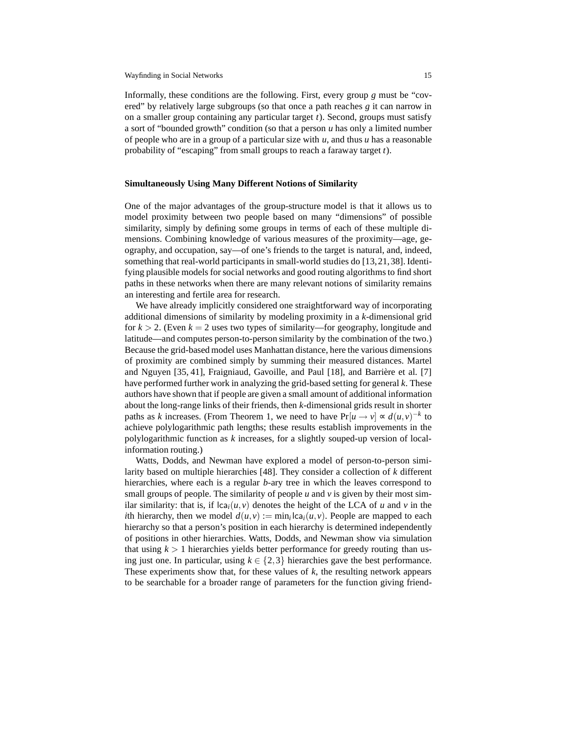Informally, these conditions are the following. First, every group $g$ must be "covered" by relatively large subgroups (so that once a path reaches $g$ it can narrow in on a smaller group containing any particular target $t$). Second, groups must satisfy a sort of "bounded growth" condition (so that a person $u$ has only a limited number of people who are in a group of a particular size with $u$, and thus $u$ has a reasonable probability of "escaping" from small groups to reach a faraway target $t$).

### Simultaneously Using Many Different Notions of Similarity

One of the major advantages of the group-structure model is that it allows us to model proximity between two people based on many "dimensions" of possible similarity, simply by defining some groups in terms of each of these multiple dimensions. Combining knowledge of various measures of the proximity—age, geography, and occupation, say—of one's friends to the target is natural, and, indeed, something that real-world participants in small-world studies do [13, 21, 38]. Identifying plausible models for social networks and good routing algorithms to find short paths in these networks when there are many relevant notions of similarity remains an interesting and fertile area for research.

We have already implicitly considered one straightforward way of incorporating additional dimensions of similarity by modeling proximity in a $k$-dimensional grid for $k > 2$. (Even $k = 2$ uses two types of similarity—for geography, longitude and latitude—and computes person-to-person similarity by the combination of the two.) Because the grid-based model uses Manhattan distance, here the various dimensions of proximity are combined simply by summing their measured distances. Martel and Nguyen [35, 41], Fraigniaud, Gavoille, and Paul [18], and Barrière et al. [7] have performed further work in analyzing the grid-based setting for general $k$. These authors have shown that if people are given a small amount of additional information about the long-range links of their friends, then $k$-dimensional grids result in shorter paths as $k$ increases. (From Theorem 1, we need to have $\Pr[u \to v] \propto d(u,v)^{-k}$ to achieve polylogarithmic path lengths; these results establish improvements in the polylogarithmic function as $k$ increases, for a slightly souped-up version of local-information routing.)

Watts, Dodds, and Newman have explored a model of person-to-person similarity based on multiple hierarchies [48]. They consider a collection of $k$ different hierarchies, where each is a regular $b$-ary tree in which the leaves correspond to small groups of people. The similarity of people $u$ and $v$ is given by their most similar similarity: that is, if $\mathsf{lca}_i(u,v)$ denotes the height of the LCA of $u$ and $v$ in the $i$th hierarchy, then we model $d(u,v) := \min_i \mathsf{lca}_i(u,v)$. People are mapped to each hierarchy so that a person's position in each hierarchy is determined independently of positions in other hierarchies. Watts, Dodds, and Newman show via simulation that using $k > 1$ hierarchies yields better performance for greedy routing than using just one. In particular, using $k \in \{2, 3\}$ hierarchies gave the best performance. These experiments show that, for these values of $k$, the resulting network appears to be searchable for a broader range of parameters for the function giving friend-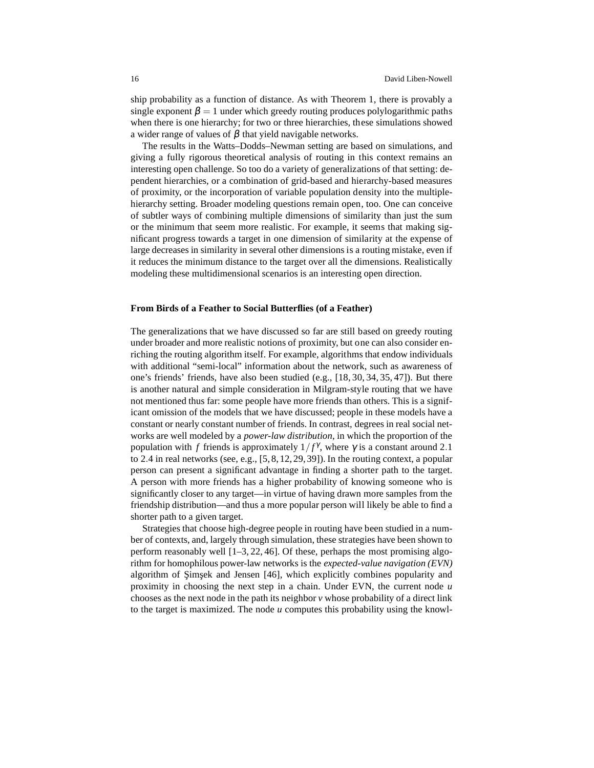ship probability as a function of distance. As with Theorem 1, there is provably a single exponent $\beta = 1$ under which greedy routing produces polylogarithmic paths when there is one hierarchy; for two or three hierarchies, these simulations showed a wider range of values of $\beta$ that yield navigable networks.

The results in the Watts–Dodds–Newman setting are based on simulations, and giving a fully rigorous theoretical analysis of routing in this context remains an interesting open challenge. So too do a variety of generalizations of that setting: dependent hierarchies, or a combination of grid-based and hierarchy-based measures of proximity, or the incorporation of variable population density into the multiple-hierarchy setting. Broader modeling questions remain open, too. One can conceive of subtler ways of combining multiple dimensions of similarity than just the sum or the minimum that seem more realistic. For example, it seems that making significant progress towards a target in one dimension of similarity at the expense of large decreases in similarity in several other dimensions is a routing mistake, even if it reduces the minimum distance to the target over all the dimensions. Realistically modeling these multidimensional scenarios is an interesting open direction.

**From Birds of a Feather to Social Butterflies (of a Feather)**

The generalizations that we have discussed so far are still based on greedy routing under broader and more realistic notions of proximity, but one can also consider enriching the routing algorithm itself. For example, algorithms that endow individuals with additional "semi-local" information about the network, such as awareness of one's friends' friends, have also been studied (e.g., [18, 30, 34, 35, 47]). But there is another natural and simple consideration in Milgram-style routing that we have not mentioned thus far: some people have more friends than others. This is a significant omission of the models that we have discussed; people in these models have a constant or nearly constant number of friends. In contrast, degrees in real social networks are well modeled by a *power-law distribution*, in which the proportion of the population with $f$ friends is approximately $1/f^{\gamma}$, where $\gamma$ is a constant around 2.1 to 2.4 in real networks (see, e.g., [5, 8, 12, 29, 39]). In the routing context, a popular person can present a significant advantage in finding a shorter path to the target. A person with more friends has a higher probability of knowing someone who is significantly closer to any target—in virtue of having drawn more samples from the friendship distribution—and thus a more popular person will likely be able to find a shorter path to a given target.

Strategies that choose high-degree people in routing have been studied in a number of contexts, and, largely through simulation, these strategies have been shown to perform reasonably well [1–3, 22, 46]. Of these, perhaps the most promising algorithm for homophilous power-law networks is the *expected-value navigation (EVN)* algorithm of Şimşek and Jensen [46], which explicitly combines popularity and proximity in choosing the next step in a chain. Under EVN, the current node $u$ chooses as the next node in the path its neighbor $v$ whose probability of a direct link to the target is maximized. The node $u$ computes this probability using the knowl-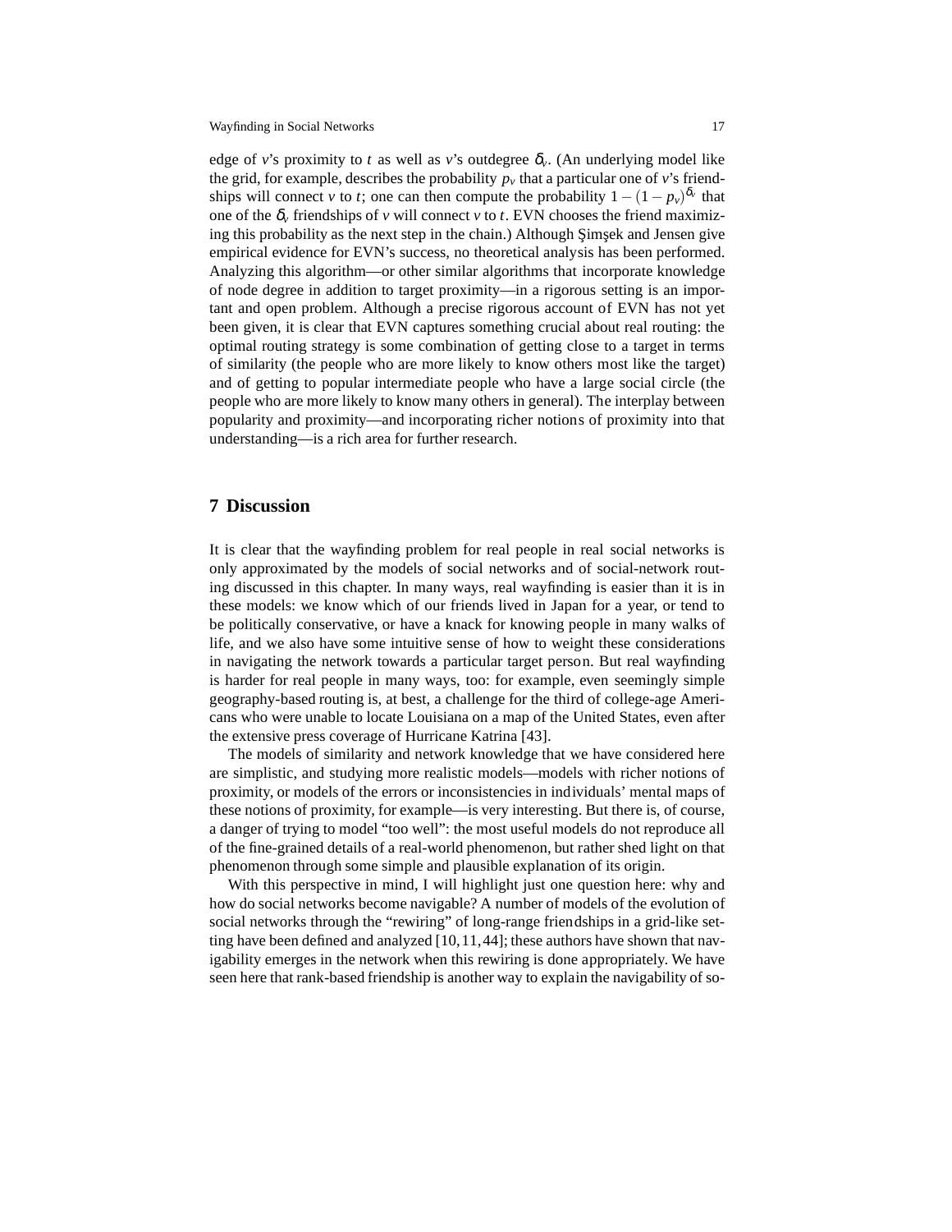edge of $v$'s proximity to $t$ as well as $v$'s outdegree $\delta_v$. (An underlying model like the grid, for example, describes the probability $p_v$ that a particular one of $v$'s friendships will connect $v$ to $t$; one can then compute the probability $1-(1-p_v)^{\delta_v}$ that one of the $\delta_v$ friendships of $v$ will connect $v$ to $t$. EVN chooses the friend maximizing this probability as the next step in the chain.) Although Şimşek and Jensen give empirical evidence for EVN's success, no theoretical analysis has been performed. Analyzing this algorithm—or other similar algorithms that incorporate knowledge of node degree in addition to target proximity—in a rigorous setting is an important and open problem. Although a precise rigorous account of EVN has not yet been given, it is clear that EVN captures something crucial about real routing: the optimal routing strategy is some combination of getting close to a target in terms of similarity (the people who are more likely to know others most like the target) and of getting to popular intermediate people who have a large social circle (the people who are more likely to know many others in general). The interplay between popularity and proximity—and incorporating richer notions of proximity into that understanding—is a rich area for further research.

## 7 Discussion

It is clear that the wayfinding problem for real people in real social networks is only approximated by the models of social networks and of social-network routing discussed in this chapter. In many ways, real wayfinding is easier than it is in these models: we know which of our friends lived in Japan for a year, or tend to be politically conservative, or have a knack for knowing people in many walks of life, and we also have some intuitive sense of how to weight these considerations in navigating the network towards a particular target person. But real wayfinding is harder for real people in many ways, too: for example, even seemingly simple geography-based routing is, at best, a challenge for the third of college-age Americans who were unable to locate Louisiana on a map of the United States, even after the extensive press coverage of Hurricane Katrina [43].

The models of similarity and network knowledge that we have considered here are simplistic, and studying more realistic models—models with richer notions of proximity, or models of the errors or inconsistencies in individuals' mental maps of these notions of proximity, for example—is very interesting. But there is, of course, a danger of trying to model "too well": the most useful models do not reproduce all of the fine-grained details of a real-world phenomenon, but rather shed light on that phenomenon through some simple and plausible explanation of its origin.

With this perspective in mind, I will highlight just one question here: why and how do social networks become navigable? A number of models of the evolution of social networks through the "rewiring" of long-range friendships in a grid-like setting have been defined and analyzed [10, 11, 44]; these authors have shown that navigability emerges in the network when this rewiring is done appropriately. We have seen here that rank-based friendship is another way to explain the navigability of so-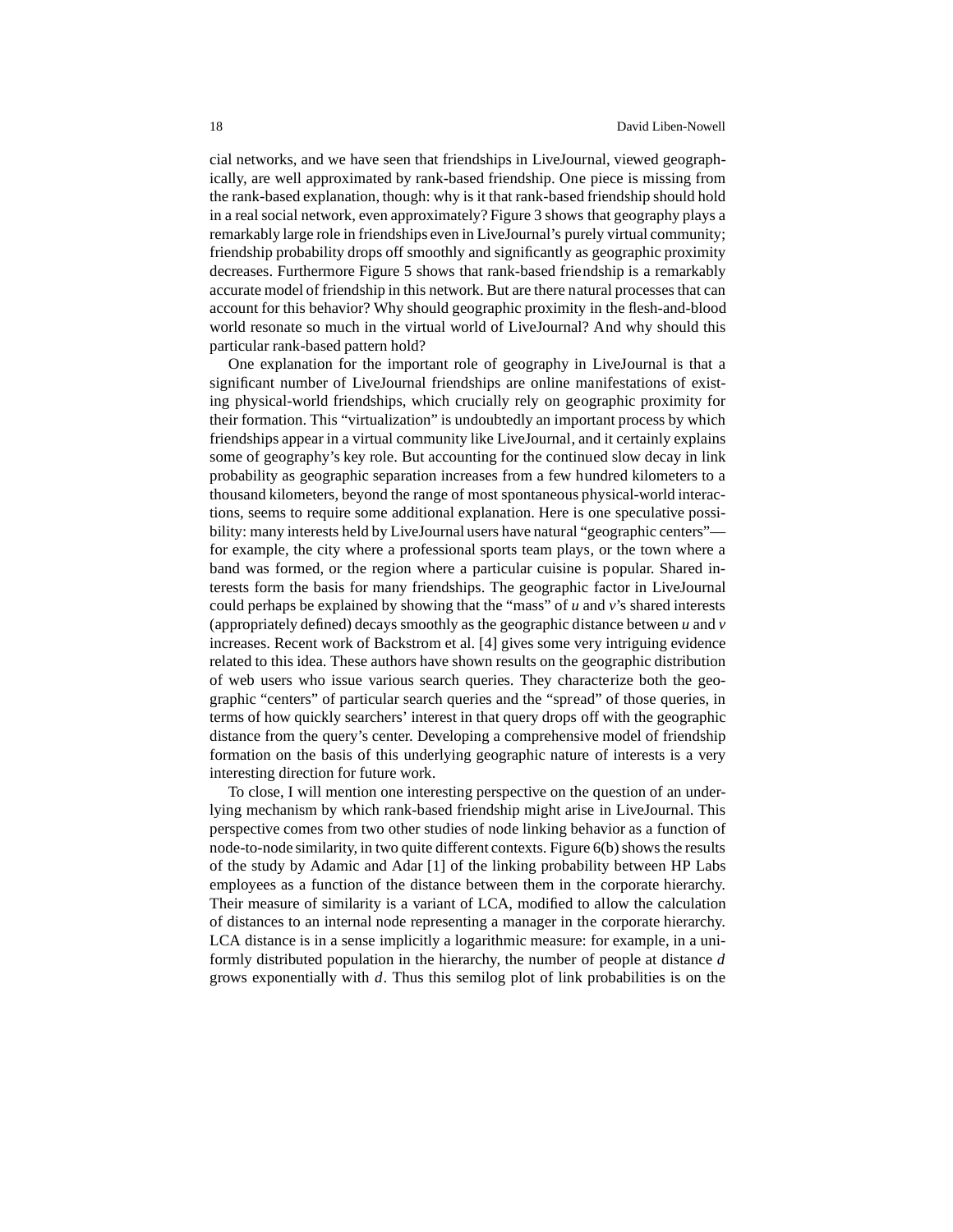cial networks, and we have seen that friendships in LiveJournal, viewed geographically, are well approximated by rank-based friendship. One piece is missing from the rank-based explanation, though: why is it that rank-based friendship should hold in a real social network, even approximately? Figure 3 shows that geography plays a remarkably large role in friendships even in LiveJournal's purely virtual community; friendship probability drops off smoothly and significantly as geographic proximity decreases. Furthermore Figure 5 shows that rank-based friendship is a remarkably accurate model of friendship in this network. But are there natural processes that can account for this behavior? Why should geographic proximity in the flesh-and-blood world resonate so much in the virtual world of LiveJournal? And why should this particular rank-based pattern hold?

One explanation for the important role of geography in LiveJournal is that a significant number of LiveJournal friendships are online manifestations of existing physical-world friendships, which crucially rely on geographic proximity for their formation. This "virtualization" is undoubtedly an important process by which friendships appear in a virtual community like LiveJournal, and it certainly explains some of geography's key role. But accounting for the continued slow decay in link probability as geographic separation increases from a few hundred kilometers to a thousand kilometers, beyond the range of most spontaneous physical-world interactions, seems to require some additional explanation. Here is one speculative possibility: many interests held by LiveJournal users have natural "geographic centers"—for example, the city where a professional sports team plays, or the town where a band was formed, or the region where a particular cuisine is popular. Shared interests form the basis for many friendships. The geographic factor in LiveJournal could perhaps be explained by showing that the "mass" of $u$ and $v$'s shared interests (appropriately defined) decays smoothly as the geographic distance between $u$ and $v$ increases. Recent work of Backstrom et al. [4] gives some very intriguing evidence related to this idea. These authors have shown results on the geographic distribution of web users who issue various search queries. They characterize both the geographic "centers" of particular search queries and the "spread" of those queries, in terms of how quickly searchers' interest in that query drops off with the geographic distance from the query's center. Developing a comprehensive model of friendship formation on the basis of this underlying geographic nature of interests is a very interesting direction for future work.

To close, I will mention one interesting perspective on the question of an underlying mechanism by which rank-based friendship might arise in LiveJournal. This perspective comes from two other studies of node linking behavior as a function of node-to-node similarity, in two quite different contexts. Figure 6(b) shows the results of the study by Adamic and Adar [1] of the linking probability between HP Labs employees as a function of the distance between them in the corporate hierarchy. Their measure of similarity is a variant of LCA, modified to allow the calculation of distances to an internal node representing a manager in the corporate hierarchy. LCA distance is in a sense implicitly a logarithmic measure: for example, in a uniformly distributed population in the hierarchy, the number of people at distance $d$ grows exponentially with $d$. Thus this semilog plot of link probabilities is on the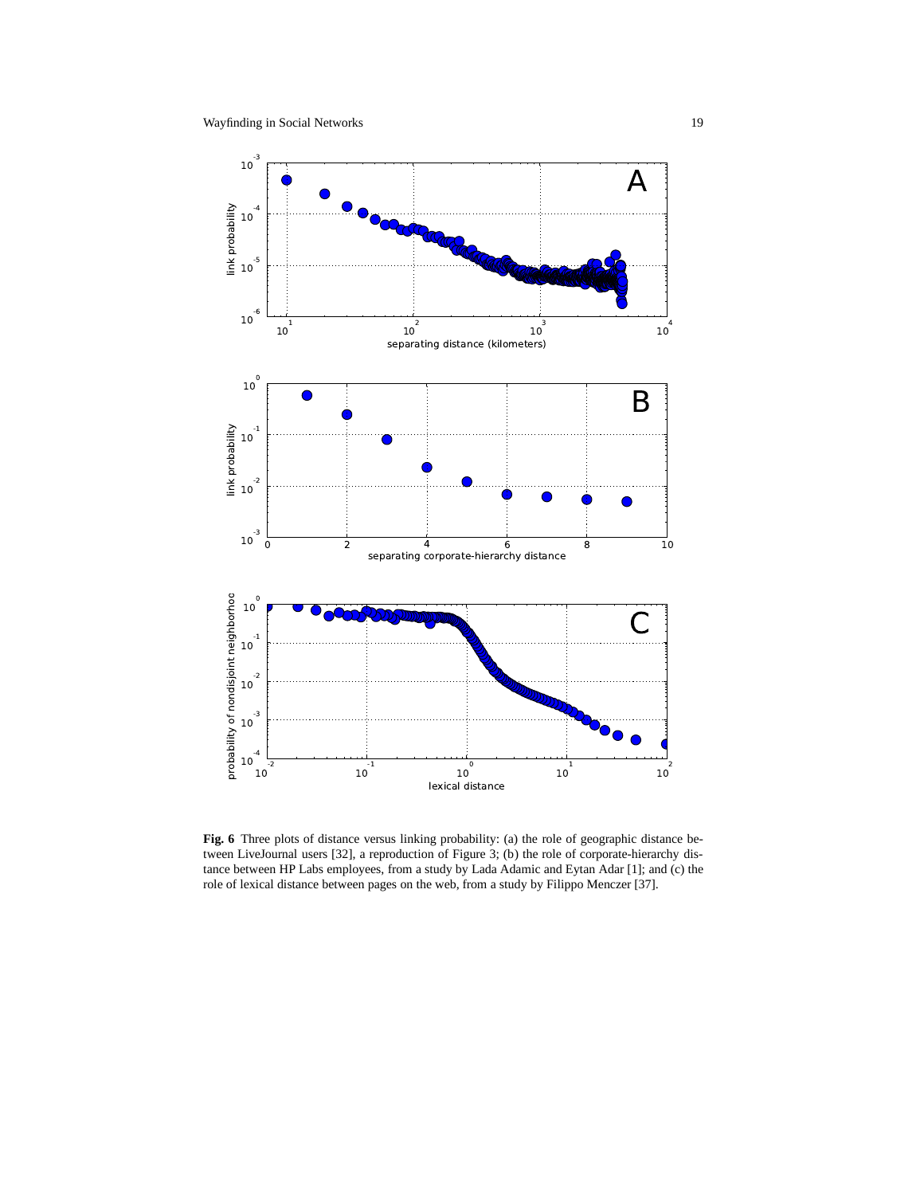**Fig. 6** Three plots of distance versus linking probability: (a) the role of geographic distance between LiveJournal users [32], a reproduction of Figure 3; (b) the role of corporate-hierarchy distance between HP Labs employees, from a study by Lada Adamic and Eytan Adar [1]; and (c) the role of lexical distance between pages on the web, from a study by Filippo Menczer [37].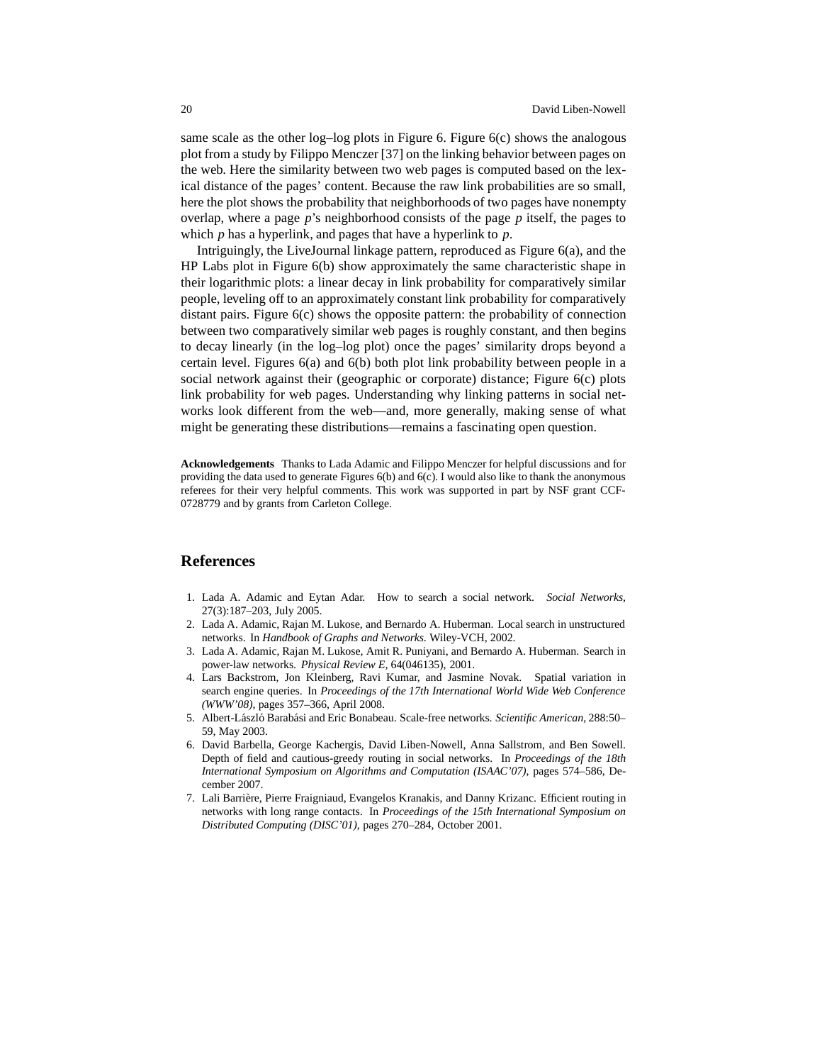same scale as the other log–log plots in Figure 6. Figure 6(c) shows the analogous plot from a study by Filippo Menczer [37] on the linking behavior between pages on the web. Here the similarity between two web pages is computed based on the lexical distance of the pages' content. Because the raw link probabilities are so small, here the plot shows the probability that neighborhoods of two pages have nonempty overlap, where a page $p$'s neighborhood consists of the page $p$ itself, the pages to which $p$ has a hyperlink, and pages that have a hyperlink to $p$.

Intriguingly, the LiveJournal linkage pattern, reproduced as Figure 6(a), and the HP Labs plot in Figure 6(b) show approximately the same characteristic shape in their logarithmic plots: a linear decay in link probability for comparatively similar people, leveling off to an approximately constant link probability for comparatively distant pairs. Figure 6(c) shows the opposite pattern: the probability of connection between two comparatively similar web pages is roughly constant, and then begins to decay linearly (in the log–log plot) once the pages' similarity drops beyond a certain level. Figures 6(a) and 6(b) both plot link probability between people in a social network against their (geographic or corporate) distance; Figure 6(c) plots link probability for web pages. Understanding why linking patterns in social networks look different from the web—and, more generally, making sense of what might be generating these distributions—remains a fascinating open question.

**Acknowledgements** Thanks to Lada Adamic and Filippo Menczer for helpful discussions and for providing the data used to generate Figures 6(b) and 6(c). I would also like to thank the anonymous referees for their very helpful comments. This work was supported in part by NSF grant CCF-0728779 and by grants from Carleton College.

## References

1. Lada A. Adamic and Eytan Adar. How to search a social network. *Social Networks*, 27(3):187–203, July 2005.
2. Lada A. Adamic, Rajan M. Lukose, and Bernardo A. Huberman. Local search in unstructured networks. In *Handbook of Graphs and Networks*. Wiley-VCH, 2002.
3. Lada A. Adamic, Rajan M. Lukose, Amit R. Puniyani, and Bernardo A. Huberman. Search in power-law networks. *Physical Review E*, 64(046135), 2001.
4. Lars Backstrom, Jon Kleinberg, Ravi Kumar, and Jasmine Novak. Spatial variation in search engine queries. In *Proceedings of the 17th International World Wide Web Conference (WWW'08)*, pages 357–366, April 2008.
5. Albert-László Barabási and Eric Bonabeau. Scale-free networks. *Scientific American*, 288:50–59, May 2003.
6. David Barbella, George Kachergis, David Liben-Nowell, Anna Sallstrom, and Ben Sowell. Depth of field and cautious-greedy routing in social networks. In *Proceedings of the 18th International Symposium on Algorithms and Computation (ISAAC'07)*, pages 574–586, December 2007.
7. Lali Barrière, Pierre Fraigniaud, Evangelos Kranakis, and Danny Krizanc. Efficient routing in networks with long range contacts. In *Proceedings of the 15th International Symposium on Distributed Computing (DISC'01)*, pages 270–284, October 2001.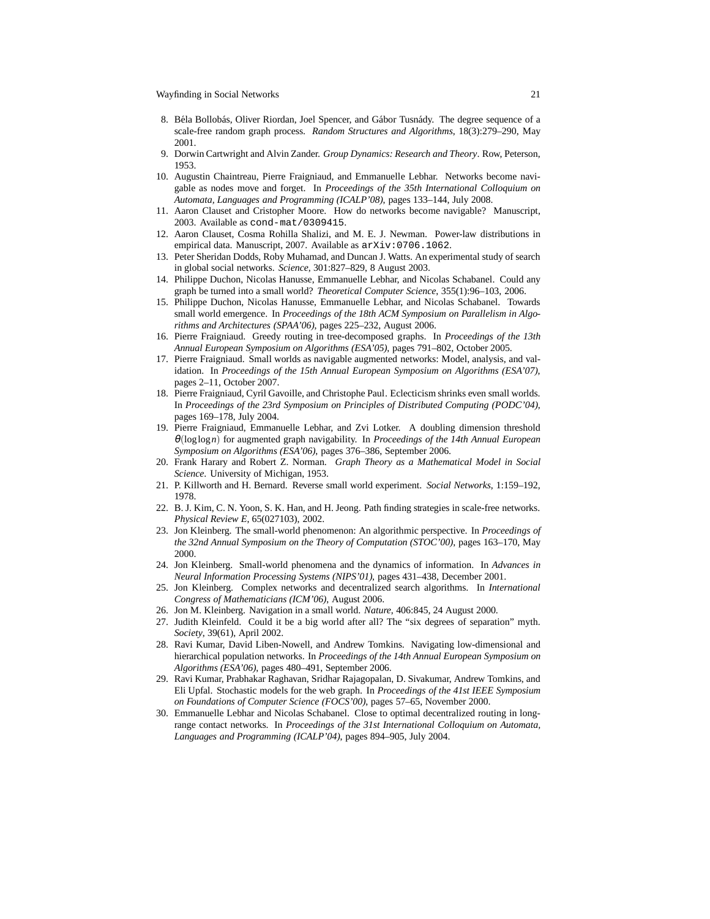8. Béla Bollobás, Oliver Riordan, Joel Spencer, and Gábor Tusnády. The degree sequence of a scale-free random graph process. *Random Structures and Algorithms*, 18(3):279–290, May 2001.
9. Dorwin Cartwright and Alvin Zander. *Group Dynamics: Research and Theory*. Row, Peterson, 1953.
10. Augustin Chaintreau, Pierre Fraigniaud, and Emmanuelle Lebhar. Networks become navigable as nodes move and forget. In *Proceedings of the 35th International Colloquium on Automata, Languages and Programming (ICALP'08)*, pages 133–144, July 2008.
11. Aaron Clauset and Cristopher Moore. How do networks become navigable? Manuscript, 2003. Available as `cond-mat/0309415`.
12. Aaron Clauset, Cosma Rohilla Shalizi, and M. E. J. Newman. Power-law distributions in empirical data. Manuscript, 2007. Available as `arXiv:0706.1062`.
13. Peter Sheridan Dodds, Roby Muhamad, and Duncan J. Watts. An experimental study of search in global social networks. *Science*, 301:827–829, 8 August 2003.
14. Philippe Duchon, Nicolas Hanusse, Emmanuelle Lebhar, and Nicolas Schabanel. Could any graph be turned into a small world? *Theoretical Computer Science*, 355(1):96–103, 2006.
15. Philippe Duchon, Nicolas Hanusse, Emmanuelle Lebhar, and Nicolas Schabanel. Towards small world emergence. In *Proceedings of the 18th ACM Symposium on Parallelism in Algorithms and Architectures (SPAA'06)*, pages 225–232, August 2006.
16. Pierre Fraigniaud. Greedy routing in tree-decomposed graphs. In *Proceedings of the 13th Annual European Symposium on Algorithms (ESA'05)*, pages 791–802, October 2005.
17. Pierre Fraigniaud. Small worlds as navigable augmented networks: Model, analysis, and validation. In *Proceedings of the 15th Annual European Symposium on Algorithms (ESA'07)*, pages 2–11, October 2007.
18. Pierre Fraigniaud, Cyril Gavoille, and Christophe Paul. Eclecticism shrinks even small worlds. In *Proceedings of the 23rd Symposium on Principles of Distributed Computing (PODC'04)*, pages 169–178, July 2004.
19. Pierre Fraigniaud, Emmanuelle Lebhar, and Zvi Lotker. A doubling dimension threshold $\theta(\log\log n)$ for augmented graph navigability. In *Proceedings of the 14th Annual European Symposium on Algorithms (ESA'06)*, pages 376–386, September 2006.
20. Frank Harary and Robert Z. Norman. *Graph Theory as a Mathematical Model in Social Science*. University of Michigan, 1953.
21. P. Killworth and H. Bernard. Reverse small world experiment. *Social Networks*, 1:159–192, 1978.
22. B. J. Kim, C. N. Yoon, S. K. Han, and H. Jeong. Path finding strategies in scale-free networks. *Physical Review E*, 65(027103), 2002.
23. Jon Kleinberg. The small-world phenomenon: An algorithmic perspective. In *Proceedings of the 32nd Annual Symposium on the Theory of Computation (STOC'00)*, pages 163–170, May 2000.
24. Jon Kleinberg. Small-world phenomena and the dynamics of information. In *Advances in Neural Information Processing Systems (NIPS'01)*, pages 431–438, December 2001.
25. Jon Kleinberg. Complex networks and decentralized search algorithms. In *International Congress of Mathematicians (ICM'06)*, August 2006.
26. Jon M. Kleinberg. Navigation in a small world. *Nature*, 406:845, 24 August 2000.
27. Judith Kleinfeld. Could it be a big world after all? The "six degrees of separation" myth. *Society*, 39(61), April 2002.
28. Ravi Kumar, David Liben-Nowell, and Andrew Tomkins. Navigating low-dimensional and hierarchical population networks. In *Proceedings of the 14th Annual European Symposium on Algorithms (ESA'06)*, pages 480–491, September 2006.
29. Ravi Kumar, Prabhakar Raghavan, Sridhar Rajagopalan, D. Sivakumar, Andrew Tomkins, and Eli Upfal. Stochastic models for the web graph. In *Proceedings of the 41st IEEE Symposium on Foundations of Computer Science (FOCS'00)*, pages 57–65, November 2000.
30. Emmanuelle Lebhar and Nicolas Schabanel. Close to optimal decentralized routing in long-range contact networks. In *Proceedings of the 31st International Colloquium on Automata, Languages and Programming (ICALP'04)*, pages 894–905, July 2004.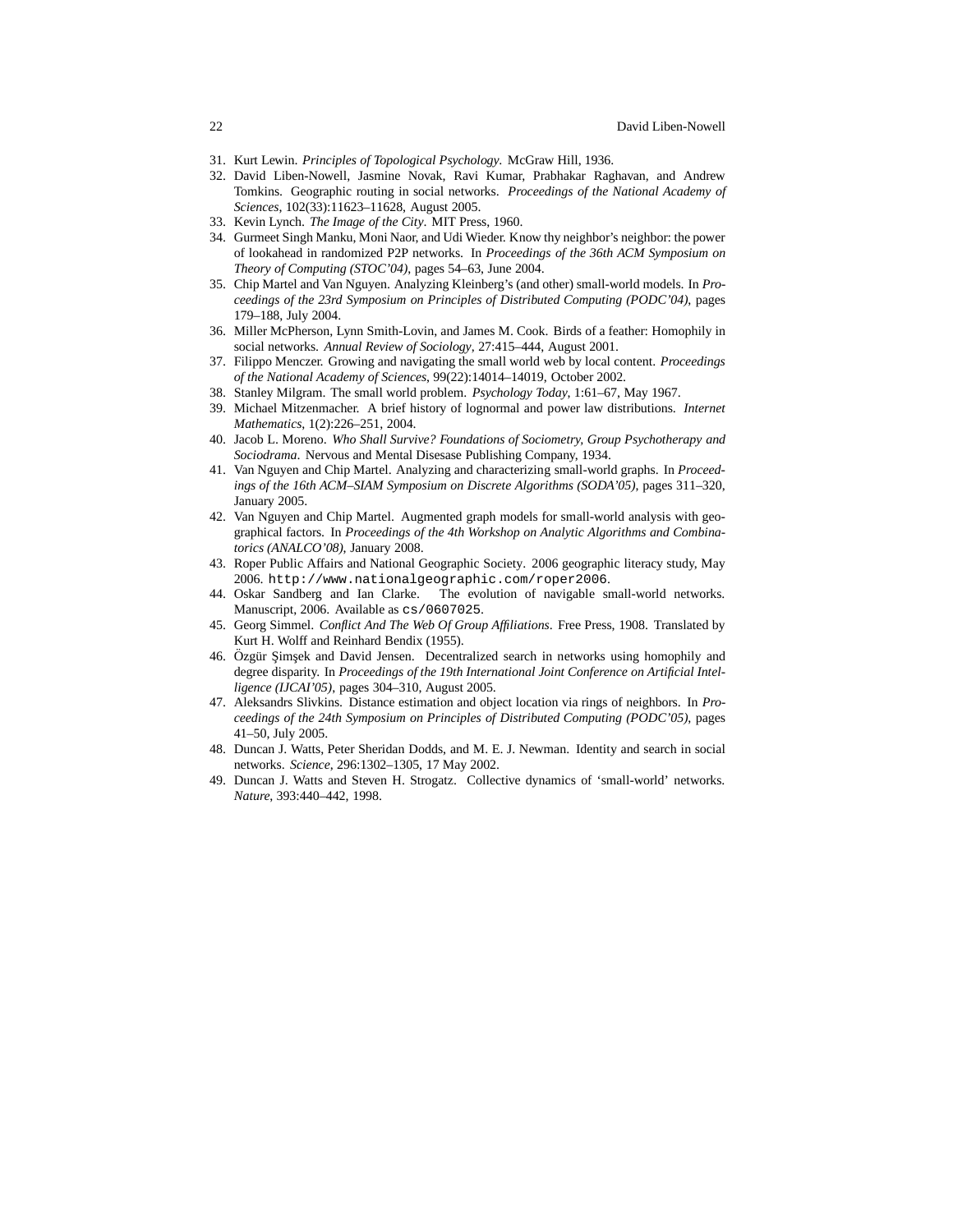31. Kurt Lewin. *Principles of Topological Psychology*. McGraw Hill, 1936.
32. David Liben-Nowell, Jasmine Novak, Ravi Kumar, Prabhakar Raghavan, and Andrew Tomkins. Geographic routing in social networks. *Proceedings of the National Academy of Sciences*, 102(33):11623–11628, August 2005.
33. Kevin Lynch. *The Image of the City*. MIT Press, 1960.
34. Gurmeet Singh Manku, Moni Naor, and Udi Wieder. Know thy neighbor's neighbor: the power of lookahead in randomized P2P networks. In *Proceedings of the 36th ACM Symposium on Theory of Computing (STOC'04)*, pages 54–63, June 2004.
35. Chip Martel and Van Nguyen. Analyzing Kleinberg's (and other) small-world models. In *Proceedings of the 23rd Symposium on Principles of Distributed Computing (PODC'04)*, pages 179–188, July 2004.
36. Miller McPherson, Lynn Smith-Lovin, and James M. Cook. Birds of a feather: Homophily in social networks. *Annual Review of Sociology*, 27:415–444, August 2001.
37. Filippo Menczer. Growing and navigating the small world web by local content. *Proceedings of the National Academy of Sciences*, 99(22):14014–14019, October 2002.
38. Stanley Milgram. The small world problem. *Psychology Today*, 1:61–67, May 1967.
39. Michael Mitzenmacher. A brief history of lognormal and power law distributions. *Internet Mathematics*, 1(2):226–251, 2004.
40. Jacob L. Moreno. *Who Shall Survive? Foundations of Sociometry, Group Psychotherapy and Sociodrama*. Nervous and Mental Disesase Publishing Company, 1934.
41. Van Nguyen and Chip Martel. Analyzing and characterizing small-world graphs. In *Proceedings of the 16th ACM–SIAM Symposium on Discrete Algorithms (SODA'05)*, pages 311–320, January 2005.
42. Van Nguyen and Chip Martel. Augmented graph models for small-world analysis with geographical factors. In *Proceedings of the 4th Workshop on Analytic Algorithms and Combinatorics (ANALCO'08)*, January 2008.
43. Roper Public Affairs and National Geographic Society. 2006 geographic literacy study, May 2006. `http://www.nationalgeographic.com/roper2006`.
44. Oskar Sandberg and Ian Clarke. The evolution of navigable small-world networks. Manuscript, 2006. Available as `cs/0607025`.
45. Georg Simmel. *Conflict And The Web Of Group Affiliations*. Free Press, 1908. Translated by Kurt H. Wolff and Reinhard Bendix (1955).
46. Özgür Şimşek and David Jensen. Decentralized search in networks using homophily and degree disparity. In *Proceedings of the 19th International Joint Conference on Artificial Intelligence (IJCAI'05)*, pages 304–310, August 2005.
47. Aleksandrs Slivkins. Distance estimation and object location via rings of neighbors. In *Proceedings of the 24th Symposium on Principles of Distributed Computing (PODC'05)*, pages 41–50, July 2005.
48. Duncan J. Watts, Peter Sheridan Dodds, and M. E. J. Newman. Identity and search in social networks. *Science*, 296:1302–1305, 17 May 2002.
49. Duncan J. Watts and Steven H. Strogatz. Collective dynamics of 'small-world' networks. *Nature*, 393:440–442, 1998.